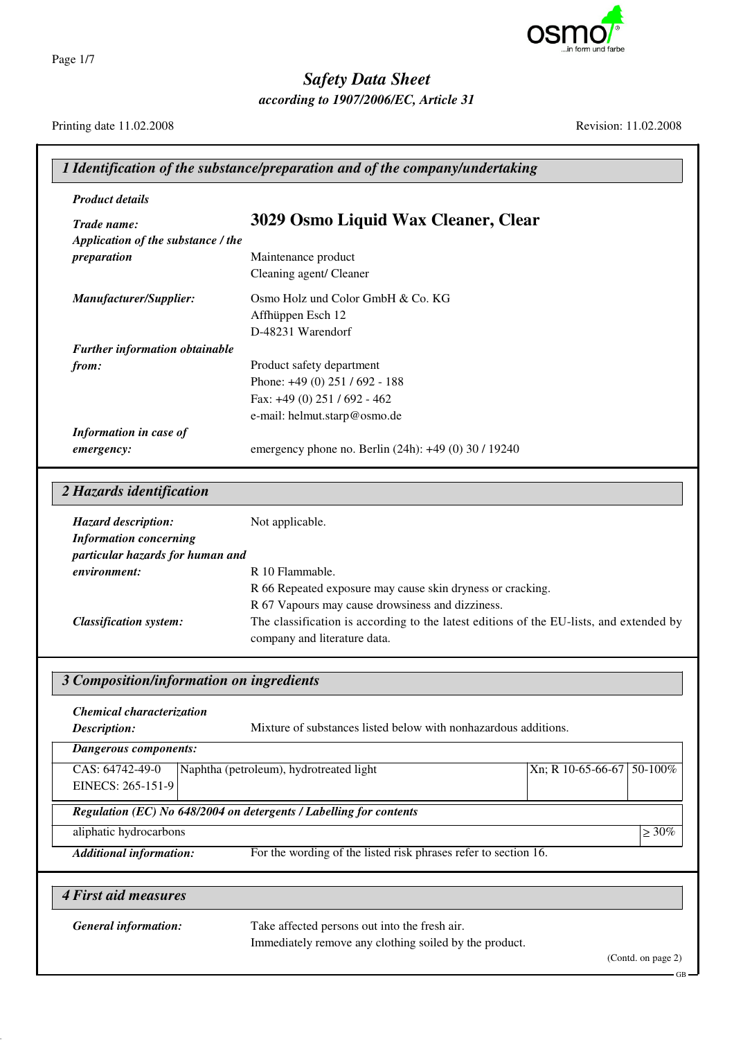# Safety Data Sheet

*according to 1907/2006/EC, Article 31*

Printing date 11.02.2008 — Revision: 11.02.2008

## 1 Identification of the substance/preparation and of the company/undertaking

***Product details***

***Trade name:*** **3029 Osmo Liquid Wax Cleaner, Clear**

***Application of the substance / the preparation***
Maintenance product
Cleaning agent/ Cleaner

***Manufacturer/Supplier:***
Osmo Holz und Color GmbH & Co. KG
Affhüppen Esch 12
D-48231 Warendorf

***Further information obtainable from:***
Product safety department
Phone: +49 (0) 251 / 692 - 188
Fax: +49 (0) 251 / 692 - 462
e-mail: helmut.starp@osmo.de

***Information in case of emergency:*** emergency phone no. Berlin (24h): +49 (0) 30 / 19240

## 2 Hazards identification

***Hazard description:*** Not applicable.

***Information concerning particular hazards for human and environment:***
R 10 Flammable.
R 66 Repeated exposure may cause skin dryness or cracking.
R 67 Vapours may cause drowsiness and dizziness.

***Classification system:*** The classification is according to the latest editions of the EU-lists, and extended by company and literature data.

## 3 Composition/information on ingredients

***Chemical characterization***

***Description:*** Mixture of substances listed below with nonhazardous additions.

| ***Dangerous components:*** | | | |
|---|---|---|---|
| CAS: 64742-49-0<br>EINECS: 265-151-9 | Naphtha (petroleum), hydrotreated light | Xn; R 10-65-66-67 | 50-100% |

| ***Regulation (EC) No 648/2004 on detergents / Labelling for contents*** | |
|---|---|
| aliphatic hydrocarbons | ≥ 30% |

***Additional information:*** For the wording of the listed risk phrases refer to section 16.

## 4 First aid measures

***General information:***
Take affected persons out into the fresh air.
Immediately remove any clothing soiled by the product.

(Contd. on page 2)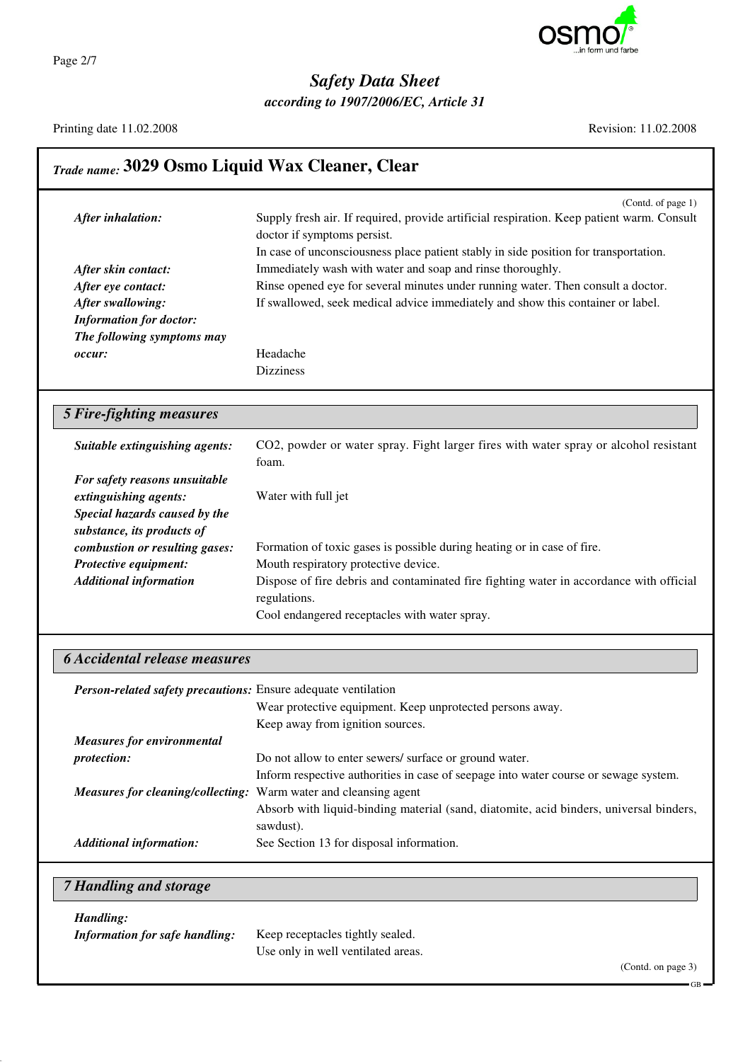## Trade name: 3029 Osmo Liquid Wax Cleaner, Clear

(Contd. of page 1)

***After inhalation:*** Supply fresh air. If required, provide artificial respiration. Keep patient warm. Consult doctor if symptoms persist.
In case of unconsciousness place patient stably in side position for transportation.

***After skin contact:*** Immediately wash with water and soap and rinse thoroughly.

***After eye contact:*** Rinse opened eye for several minutes under running water. Then consult a doctor.

***After swallowing:*** If swallowed, seek medical advice immediately and show this container or label.

***Information for doctor:***

***The following symptoms may occur:*** Headache
Dizziness

## 5 Fire-fighting measures

***Suitable extinguishing agents:*** $CO_2$, powder or water spray. Fight larger fires with water spray or alcohol resistant foam.

***For safety reasons unsuitable extinguishing agents:*** Water with full jet

***Special hazards caused by the substance, its products of combustion or resulting gases:*** Formation of toxic gases is possible during heating or in case of fire.

***Protective equipment:*** Mouth respiratory protective device.

***Additional information*** Dispose of fire debris and contaminated fire fighting water in accordance with official regulations.
Cool endangered receptacles with water spray.

## 6 Accidental release measures

***Person-related safety precautions:*** Ensure adequate ventilation
Wear protective equipment. Keep unprotected persons away.
Keep away from ignition sources.

***Measures for environmental protection:*** Do not allow to enter sewers/ surface or ground water.
Inform respective authorities in case of seepage into water course or sewage system.

***Measures for cleaning/collecting:*** Warm water and cleansing agent
Absorb with liquid-binding material (sand, diatomite, acid binders, universal binders, sawdust).

***Additional information:*** See Section 13 for disposal information.

## 7 Handling and storage

***Handling:***

***Information for safe handling:*** Keep receptacles tightly sealed.
Use only in well ventilated areas.

(Contd. on page 3)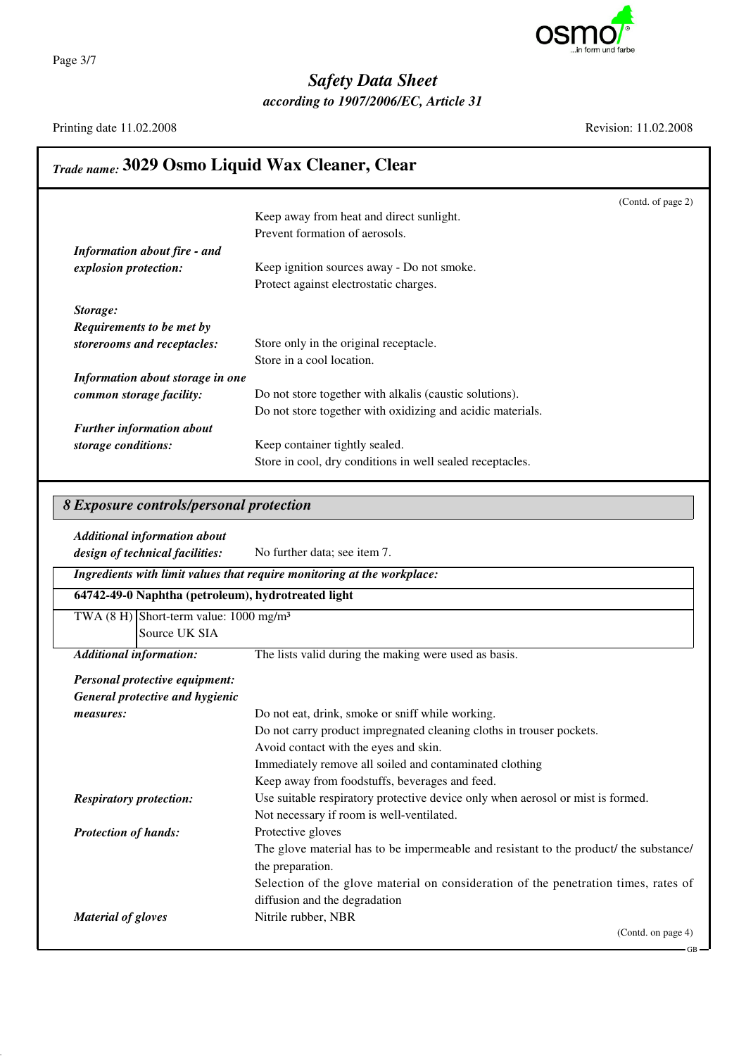## Trade name: 3029 Osmo Liquid Wax Cleaner, Clear

(Contd. of page 2)

Keep away from heat and direct sunlight.
Prevent formation of aerosols.

***Information about fire - and explosion protection:*** Keep ignition sources away - Do not smoke.
Protect against electrostatic charges.

***Storage:***

***Requirements to be met by storerooms and receptacles:*** Store only in the original receptacle.
Store in a cool location.

***Information about storage in one common storage facility:*** Do not store together with alkalis (caustic solutions).
Do not store together with oxidizing and acidic materials.

***Further information about storage conditions:*** Keep container tightly sealed.
Store in cool, dry conditions in well sealed receptacles.

## 8 Exposure controls/personal protection

***Additional information about design of technical facilities:*** No further data; see item 7.

***Ingredients with limit values that require monitoring at the workplace:***

**64742-49-0 Naphtha (petroleum), hydrotreated light**

| | |
|---|---|
| TWA (8 H) | Short-term value: 1000 mg/m³<br>Source UK SIA |

***Additional information:*** The lists valid during the making were used as basis.

***Personal protective equipment:***

***General protective and hygienic measures:***
Do not eat, drink, smoke or sniff while working.
Do not carry product impregnated cleaning cloths in trouser pockets.
Avoid contact with the eyes and skin.
Immediately remove all soiled and contaminated clothing
Keep away from foodstuffs, beverages and feed.

***Respiratory protection:*** Use suitable respiratory protective device only when aerosol or mist is formed.
Not necessary if room is well-ventilated.

***Protection of hands:*** Protective gloves
The glove material has to be impermeable and resistant to the product/ the substance/ the preparation.
Selection of the glove material on consideration of the penetration times, rates of diffusion and the degradation

***Material of gloves*** Nitrile rubber, NBR

(Contd. on page 4)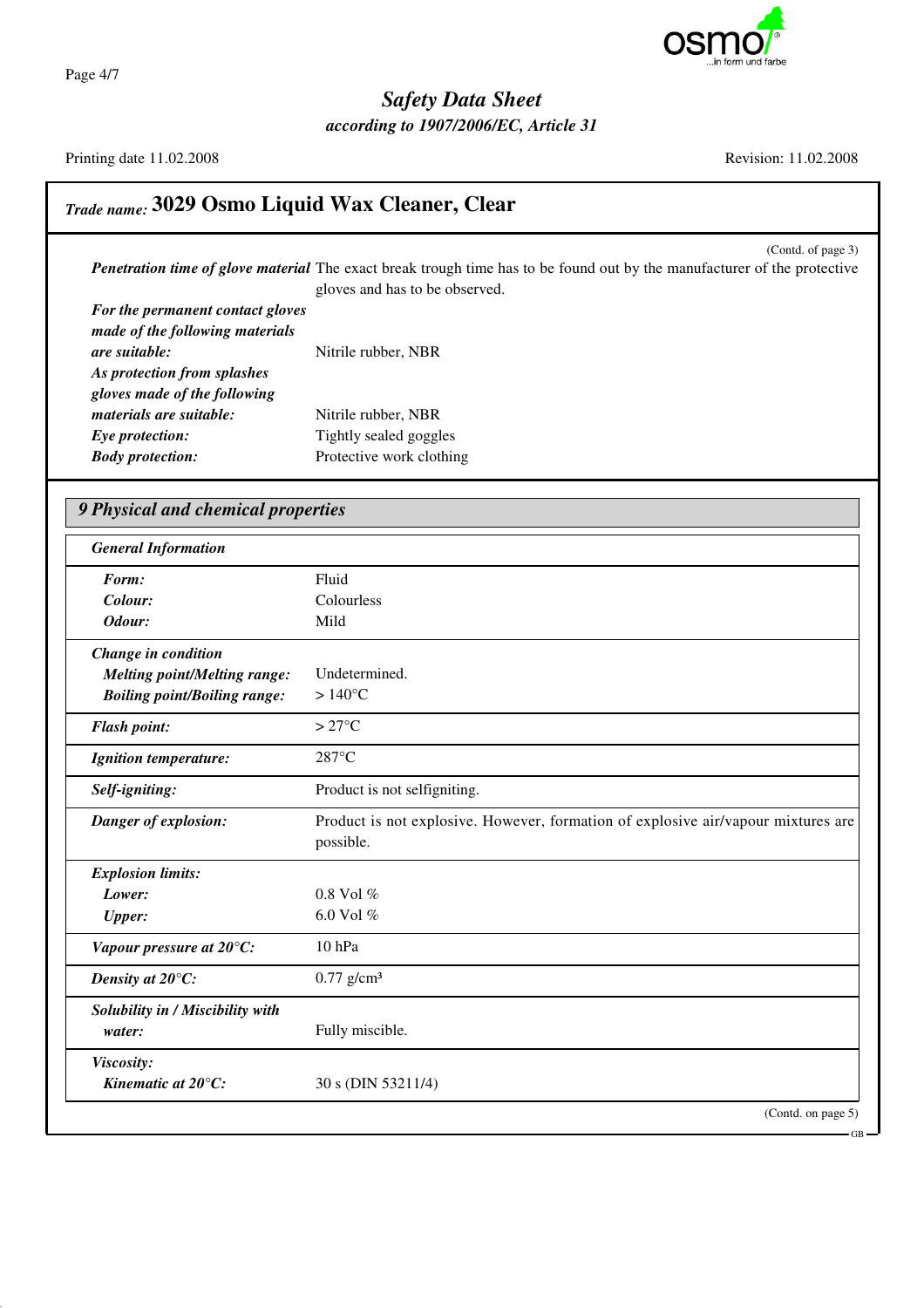## Trade name: 3029 Osmo Liquid Wax Cleaner, Clear

(Contd. of page 3)

***Penetration time of glove material*** The exact break trough time has to be found out by the manufacturer of the protective gloves and has to be observed.

***For the permanent contact gloves made of the following materials are suitable:*** Nitrile rubber, NBR

***As protection from splashes gloves made of the following materials are suitable:*** Nitrile rubber, NBR

***Eye protection:*** Tightly sealed goggles

***Body protection:*** Protective work clothing

## 9 Physical and chemical properties

| ***General Information*** | |
|---|---|
| ***Form:*** | Fluid |
| ***Colour:*** | Colourless |
| ***Odour:*** | Mild |
| ***Change in condition*** | |
| ***Melting point/Melting range:*** | Undetermined. |
| ***Boiling point/Boiling range:*** | > 140°C |
| ***Flash point:*** | > 27°C |
| ***Ignition temperature:*** | 287°C |
| ***Self-igniting:*** | Product is not selfigniting. |
| ***Danger of explosion:*** | Product is not explosive. However, formation of explosive air/vapour mixtures are possible. |
| ***Explosion limits:*** | |
| ***Lower:*** | 0.8 Vol % |
| ***Upper:*** | 6.0 Vol % |
| ***Vapour pressure at 20°C:*** | 10 hPa |
| ***Density at 20°C:*** | 0.77 g/cm³ |
| ***Solubility in / Miscibility with water:*** | Fully miscible. |
| ***Viscosity:*** | |
| ***Kinematic at 20°C:*** | 30 s (DIN 53211/4) |

(Contd. on page 5)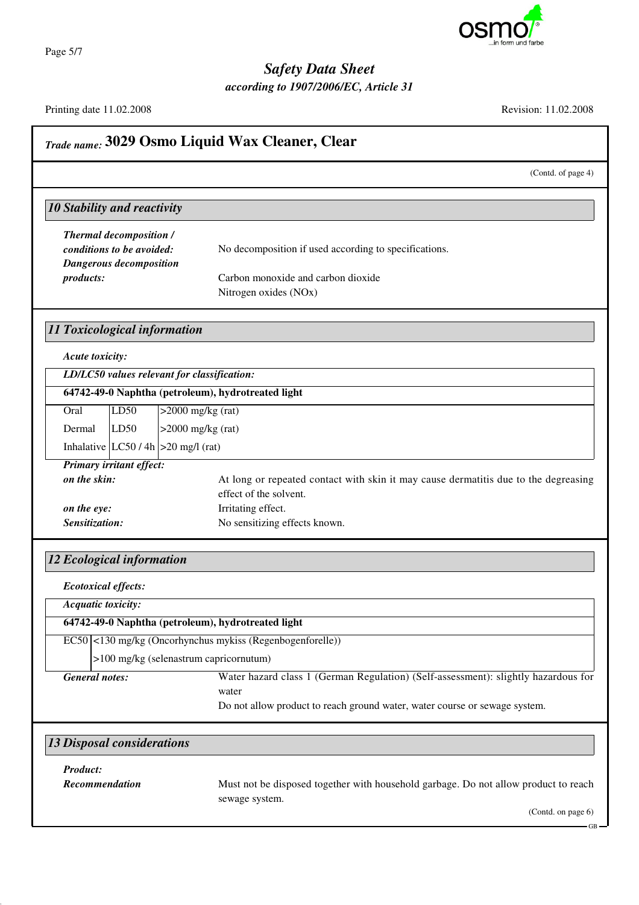# Safety Data Sheet

*according to 1907/2006/EC, Article 31*

Printing date 11.02.2008 Revision: 11.02.2008

## *Trade name:* 3029 Osmo Liquid Wax Cleaner, Clear

(Contd. of page 4)

### 10 Stability and reactivity

***Thermal decomposition / conditions to be avoided:*** No decomposition if used according to specifications.

***Dangerous decomposition products:*** Carbon monoxide and carbon dioxide
Nitrogen oxides (NOx)

### 11 Toxicological information

***Acute toxicity:***

***LD/LC50 values relevant for classification:***

| **64742-49-0 Naphtha (petroleum), hydrotreated light** | | |
|---|---|---|
| Oral | LD50 | >2000 mg/kg (rat) |
| Dermal | LD50 | >2000 mg/kg (rat) |
| Inhalative | LC50 / 4h | >20 mg/l (rat) |

***Primary irritant effect:***

***on the skin:*** At long or repeated contact with skin it may cause dermatitis due to the degreasing effect of the solvent.

***on the eye:*** Irritating effect.

***Sensitization:*** No sensitizing effects known.

### 12 Ecological information

***Ecotoxical effects:***

***Acquatic toxicity:***

| **64742-49-0 Naphtha (petroleum), hydrotreated light** | |
|---|---|
| EC50 | <130 mg/kg (Oncorhynchus mykiss (Regenbogenforelle)) |
| | >100 mg/kg (selenastrum capricornutum) |

***General notes:*** Water hazard class 1 (German Regulation) (Self-assessment): slightly hazardous for water
Do not allow product to reach ground water, water course or sewage system.

### 13 Disposal considerations

***Product:***

***Recommendation*** Must not be disposed together with household garbage. Do not allow product to reach sewage system.

(Contd. on page 6)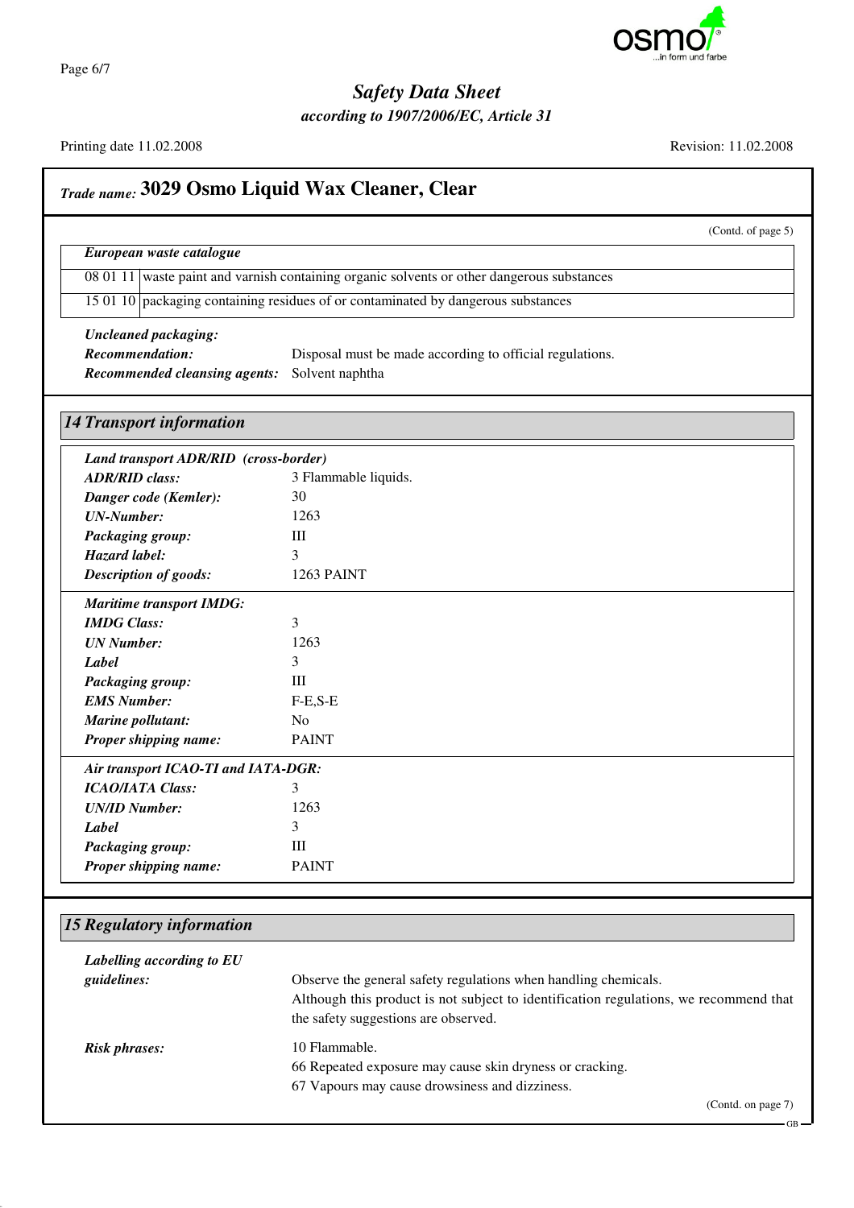## Trade name: 3029 Osmo Liquid Wax Cleaner, Clear

(Contd. of page 5)

| *European waste catalogue* | |
|---|---|
| 08 01 11 | waste paint and varnish containing organic solvents or other dangerous substances |
| 15 01 10 | packaging containing residues of or contaminated by dangerous substances |

***Uncleaned packaging:***

***Recommendation:*** Disposal must be made according to official regulations.

***Recommended cleansing agents:*** Solvent naphtha

## 14 Transport information

***Land transport ADR/RID (cross-border)***

***ADR/RID class:*** 3 Flammable liquids.

***Danger code (Kemler):*** 30

***UN-Number:*** 1263

***Packaging group:*** III

***Hazard label:*** 3

***Description of goods:*** 1263 PAINT

***Maritime transport IMDG:***

***IMDG Class:*** 3

***UN Number:*** 1263

***Label*** 3

***Packaging group:*** III

***EMS Number:*** F-E,S-E

***Marine pollutant:*** No

***Proper shipping name:*** PAINT

***Air transport ICAO-TI and IATA-DGR:***

***ICAO/IATA Class:*** 3

***UN/ID Number:*** 1263

***Label*** 3

***Packaging group:*** III

***Proper shipping name:*** PAINT

## 15 Regulatory information

***Labelling according to EU guidelines:*** Observe the general safety regulations when handling chemicals.
Although this product is not subject to identification regulations, we recommend that the safety suggestions are observed.

***Risk phrases:***
10 Flammable.
66 Repeated exposure may cause skin dryness or cracking.
67 Vapours may cause drowsiness and dizziness.

(Contd. on page 7)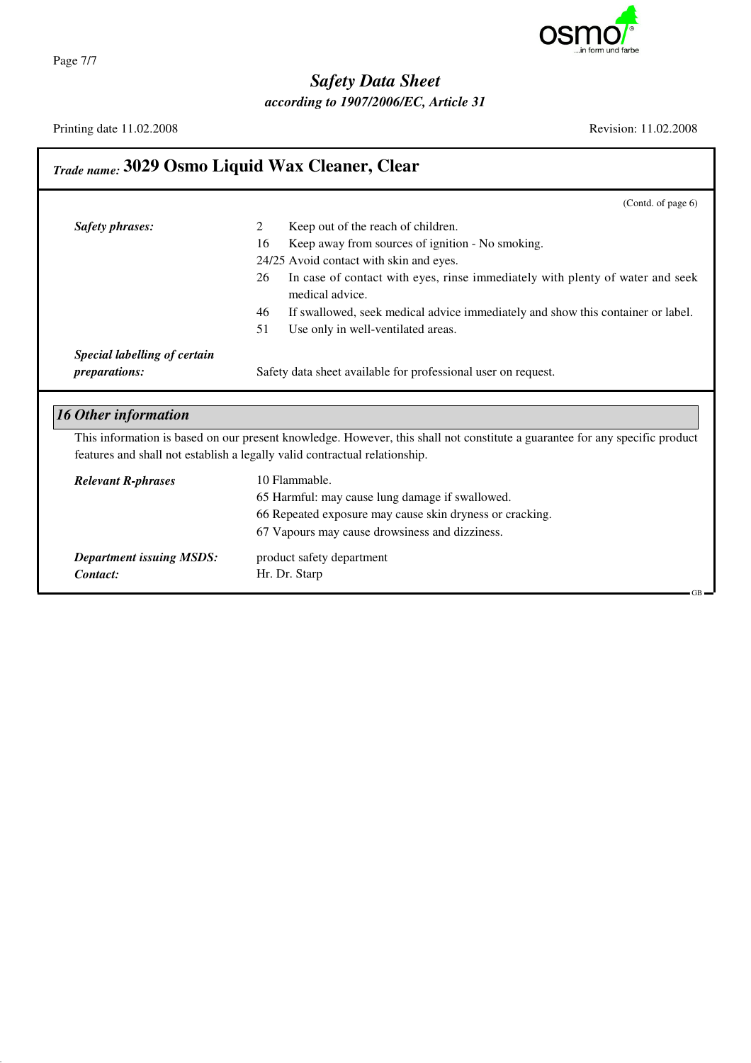# Safety Data Sheet
*according to 1907/2006/EC, Article 31*

Printing date 11.02.2008 Revision: 11.02.2008

## *Trade name:* 3029 Osmo Liquid Wax Cleaner, Clear

(Contd. of page 6)

***Safety phrases:***

- 2 Keep out of the reach of children.
- 16 Keep away from sources of ignition - No smoking.
- 24/25 Avoid contact with skin and eyes.
- 26 In case of contact with eyes, rinse immediately with plenty of water and seek medical advice.
- 46 If swallowed, seek medical advice immediately and show this container or label.
- 51 Use only in well-ventilated areas.

***Special labelling of certain preparations:*** Safety data sheet available for professional user on request.

## *16 Other information*

This information is based on our present knowledge. However, this shall not constitute a guarantee for any specific product features and shall not establish a legally valid contractual relationship.

***Relevant R-phrases***

- 10 Flammable.
- 65 Harmful: may cause lung damage if swallowed.
- 66 Repeated exposure may cause skin dryness or cracking.
- 67 Vapours may cause drowsiness and dizziness.

***Department issuing MSDS:*** product safety department

***Contact:*** Hr. Dr. Starp

GB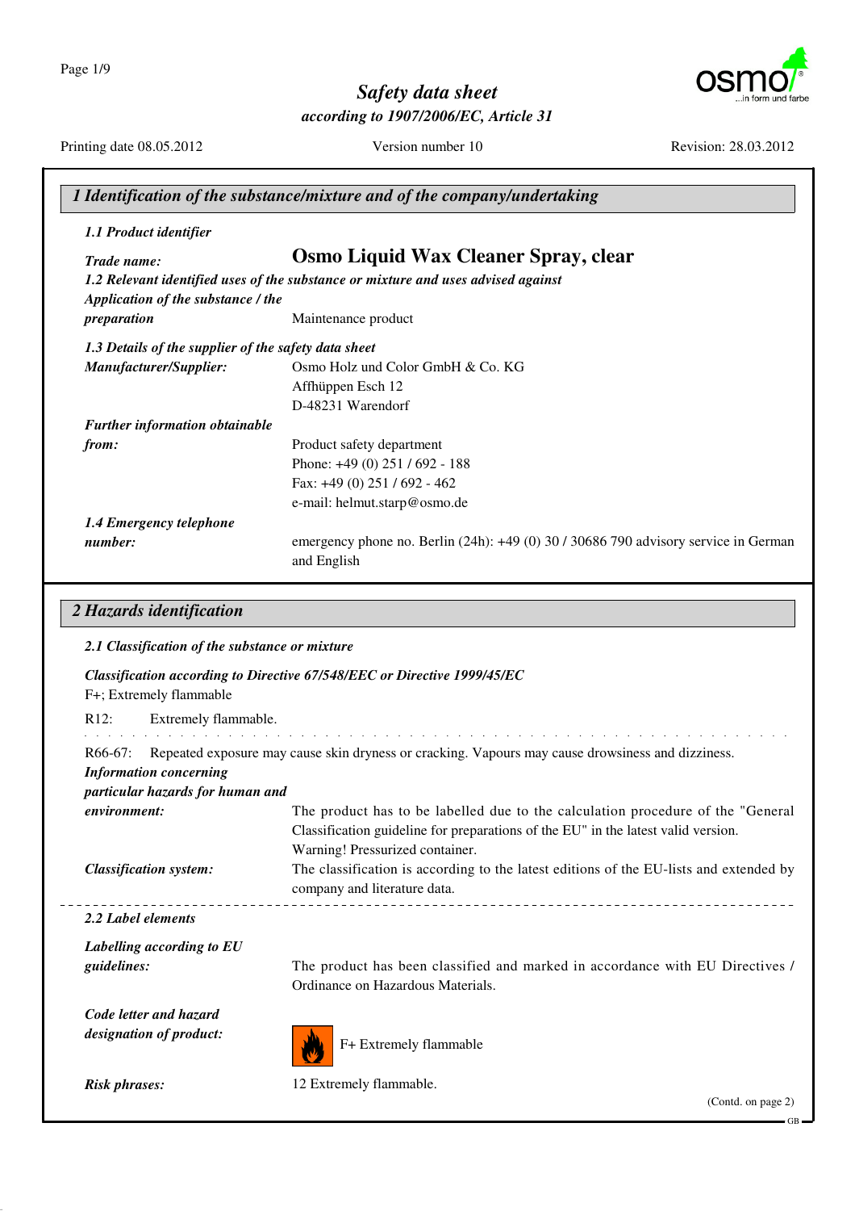# Safety data sheet

*according to 1907/2006/EC, Article 31*

Printing date 08.05.2012 Version number 10 Revision: 28.03.2012

## 1 Identification of the substance/mixture and of the company/undertaking

### 1.1 Product identifier

***Trade name:*** **Osmo Liquid Wax Cleaner Spray, clear**

### 1.2 Relevant identified uses of the substance or mixture and uses advised against

***Application of the substance / the preparation*** Maintenance product

### 1.3 Details of the supplier of the safety data sheet

***Manufacturer/Supplier:***
Osmo Holz und Color GmbH & Co. KG
Affhüppen Esch 12
D-48231 Warendorf

***Further information obtainable from:***
Product safety department
Phone: +49 (0) 251 / 692 - 188
Fax: +49 (0) 251 / 692 - 462
e-mail: helmut.starp@osmo.de

### 1.4 Emergency telephone number:

emergency phone no. Berlin (24h): +49 (0) 30 / 30686 790 advisory service in German and English

## 2 Hazards identification

### 2.1 Classification of the substance or mixture

***Classification according to Directive 67/548/EEC or Directive 1999/45/EC***

F+; Extremely flammable

R12: Extremely flammable.

R66-67: Repeated exposure may cause skin dryness or cracking. Vapours may cause drowsiness and dizziness.

***Information concerning particular hazards for human and environment:*** The product has to be labelled due to the calculation procedure of the "General Classification guideline for preparations of the EU" in the latest valid version.
Warning! Pressurized container.

***Classification system:*** The classification is according to the latest editions of the EU-lists and extended by company and literature data.

### 2.2 Label elements

***Labelling according to EU guidelines:*** The product has been classified and marked in accordance with EU Directives / Ordinance on Hazardous Materials.

***Code letter and hazard designation of product:*** F+ Extremely flammable

***Risk phrases:*** 12 Extremely flammable.

(Contd. on page 2)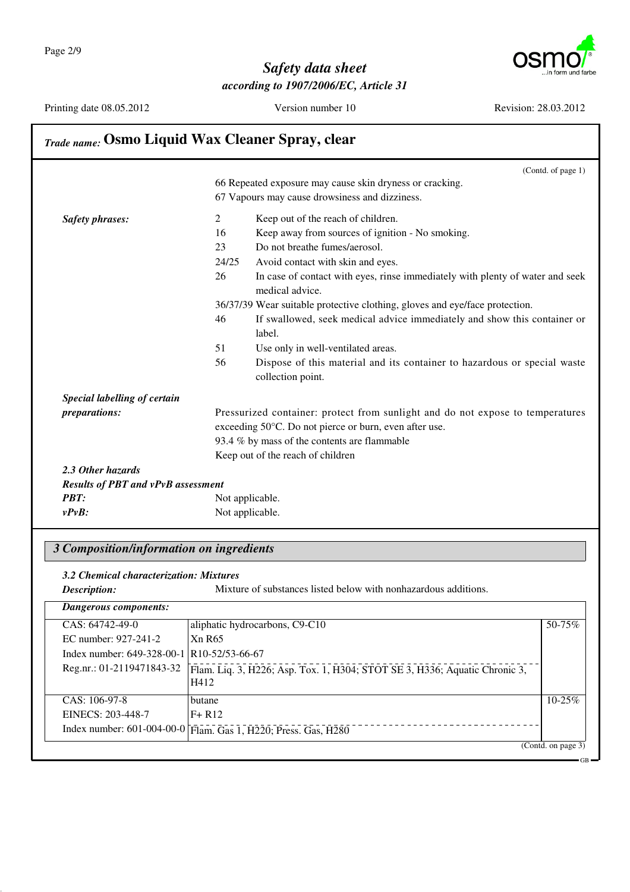## Trade name: Osmo Liquid Wax Cleaner Spray, clear

(Contd. of page 1)

66 Repeated exposure may cause skin dryness or cracking.
67 Vapours may cause drowsiness and dizziness.

***Safety phrases:***

- 2 Keep out of the reach of children.
- 16 Keep away from sources of ignition - No smoking.
- 23 Do not breathe fumes/aerosol.
- 24/25 Avoid contact with skin and eyes.
- 26 In case of contact with eyes, rinse immediately with plenty of water and seek medical advice.
- 36/37/39 Wear suitable protective clothing, gloves and eye/face protection.
- 46 If swallowed, seek medical advice immediately and show this container or label.
- 51 Use only in well-ventilated areas.
- 56 Dispose of this material and its container to hazardous or special waste collection point.

***Special labelling of certain preparations:***

Pressurized container: protect from sunlight and do not expose to temperatures exceeding 50°C. Do not pierce or burn, even after use.
93.4 % by mass of the contents are flammable
Keep out of the reach of children

***2.3 Other hazards***

***Results of PBT and vPvB assessment***

***PBT:*** Not applicable.

***vPvB:*** Not applicable.

## 3 Composition/information on ingredients

***3.2 Chemical characterization: Mixtures***

***Description:*** Mixture of substances listed below with nonhazardous additions.

***Dangerous components:***

| Identifiers | Substance / Classification | Content |
|---|---|---|
| CAS: 64742-49-0<br>EC number: 927-241-2<br>Index number: 649-328-00-1<br>Reg.nr.: 01-2119471843-32 | aliphatic hydrocarbons, C9-C10<br>Xn R65<br>R10-52/53-66-67<br>Flam. Liq. 3, H226; Asp. Tox. 1, H304; STOT SE 3, H336; Aquatic Chronic 3, H412 | 50-75% |
| CAS: 106-97-8<br>EINECS: 203-448-7<br>Index number: 601-004-00-0 | butane<br>F+ R12<br>Flam. Gas 1, H220; Press. Gas, H280 | 10-25% |

(Contd. on page 3)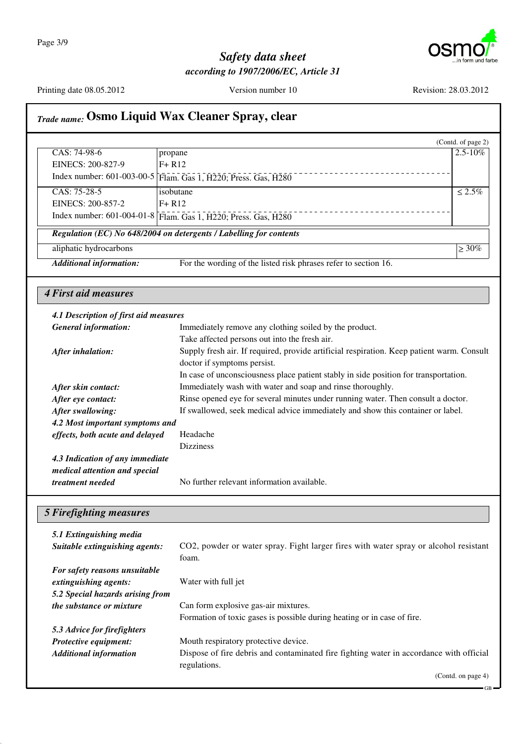## Trade name: Osmo Liquid Wax Cleaner Spray, clear

(Contd. of page 2)

| | | |
|---|---|---|
| CAS: 74-98-6<br>EINECS: 200-827-9<br>Index number: 601-003-00-5 | propane<br>F+ R12<br>Flam. Gas 1, H220; Press. Gas, H280 | 2.5-10% |
| CAS: 75-28-5<br>EINECS: 200-857-2<br>Index number: 601-004-01-8 | isobutane<br>F+ R12<br>Flam. Gas 1, H220; Press. Gas, H280 | ≤ 2.5% |

***Regulation (EC) No 648/2004 on detergents / Labelling for contents***

| | |
|---|---|
| aliphatic hydrocarbons | ≥ 30% |

***Additional information:*** For the wording of the listed risk phrases refer to section 16.

## *4 First aid measures*

***4.1 Description of first aid measures***

***General information:*** Immediately remove any clothing soiled by the product.
Take affected persons out into the fresh air.

***After inhalation:*** Supply fresh air. If required, provide artificial respiration. Keep patient warm. Consult doctor if symptoms persist.
In case of unconsciousness place patient stably in side position for transportation.

***After skin contact:*** Immediately wash with water and soap and rinse thoroughly.

***After eye contact:*** Rinse opened eye for several minutes under running water. Then consult a doctor.

***After swallowing:*** If swallowed, seek medical advice immediately and show this container or label.

***4.2 Most important symptoms and effects, both acute and delayed*** Headache
Dizziness

***4.3 Indication of any immediate medical attention and special treatment needed*** No further relevant information available.

## *5 Firefighting measures*

***5.1 Extinguishing media***

***Suitable extinguishing agents:*** $CO_2$, powder or water spray. Fight larger fires with water spray or alcohol resistant foam.

***For safety reasons unsuitable extinguishing agents:*** Water with full jet

***5.2 Special hazards arising from the substance or mixture*** Can form explosive gas-air mixtures.
Formation of toxic gases is possible during heating or in case of fire.

***5.3 Advice for firefighters***

***Protective equipment:*** Mouth respiratory protective device.

***Additional information*** Dispose of fire debris and contaminated fire fighting water in accordance with official regulations.

(Contd. on page 4)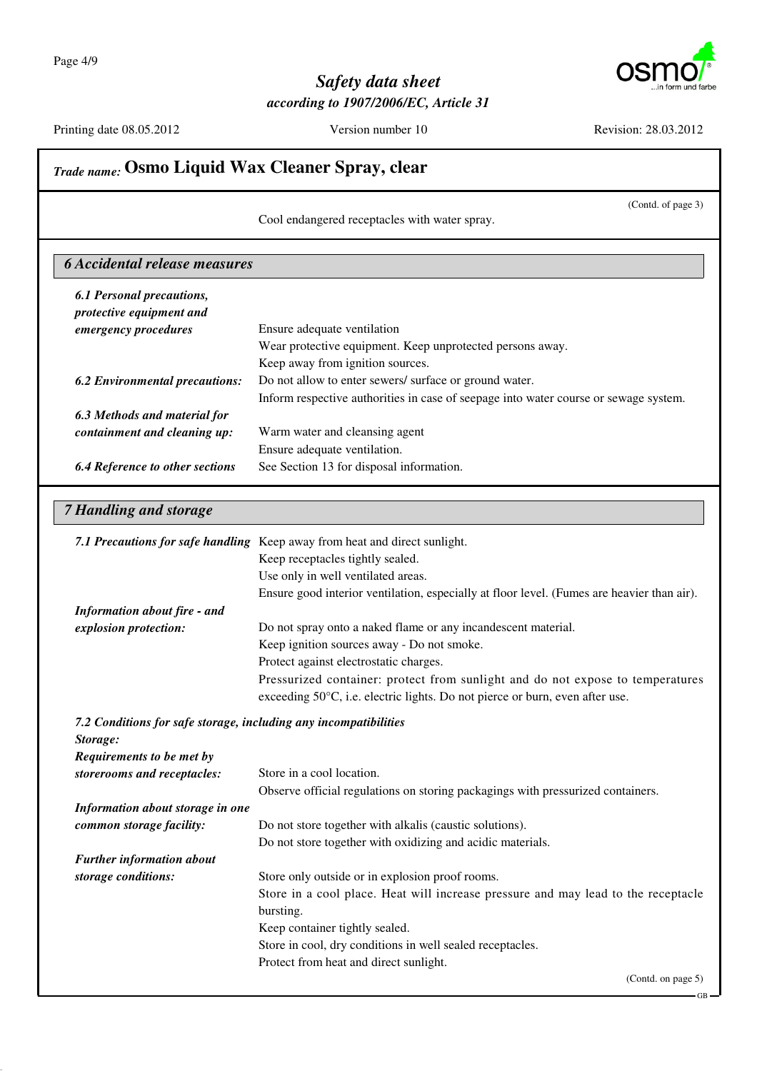## Trade name: Osmo Liquid Wax Cleaner Spray, clear

(Contd. of page 3)

Cool endangered receptacles with water spray.

### 6 Accidental release measures

**6.1 Personal precautions, protective equipment and emergency procedures**
Ensure adequate ventilation
Wear protective equipment. Keep unprotected persons away.
Keep away from ignition sources.

**6.2 Environmental precautions:**
Do not allow to enter sewers/ surface or ground water.
Inform respective authorities in case of seepage into water course or sewage system.

**6.3 Methods and material for containment and cleaning up:**
Warm water and cleansing agent
Ensure adequate ventilation.

**6.4 Reference to other sections**
See Section 13 for disposal information.

### 7 Handling and storage

**7.1 Precautions for safe handling**
Keep away from heat and direct sunlight.
Keep receptacles tightly sealed.
Use only in well ventilated areas.
Ensure good interior ventilation, especially at floor level. (Fumes are heavier than air).

**Information about fire - and explosion protection:**
Do not spray onto a naked flame or any incandescent material.
Keep ignition sources away - Do not smoke.
Protect against electrostatic charges.
Pressurized container: protect from sunlight and do not expose to temperatures exceeding 50°C, i.e. electric lights. Do not pierce or burn, even after use.

**7.2 Conditions for safe storage, including any incompatibilities**

**Storage:**

**Requirements to be met by storerooms and receptacles:**
Store in a cool location.
Observe official regulations on storing packagings with pressurized containers.

**Information about storage in one common storage facility:**
Do not store together with alkalis (caustic solutions).
Do not store together with oxidizing and acidic materials.

**Further information about storage conditions:**
Store only outside or in explosion proof rooms.
Store in a cool place. Heat will increase pressure and may lead to the receptacle bursting.
Keep container tightly sealed.
Store in cool, dry conditions in well sealed receptacles.
Protect from heat and direct sunlight.

(Contd. on page 5)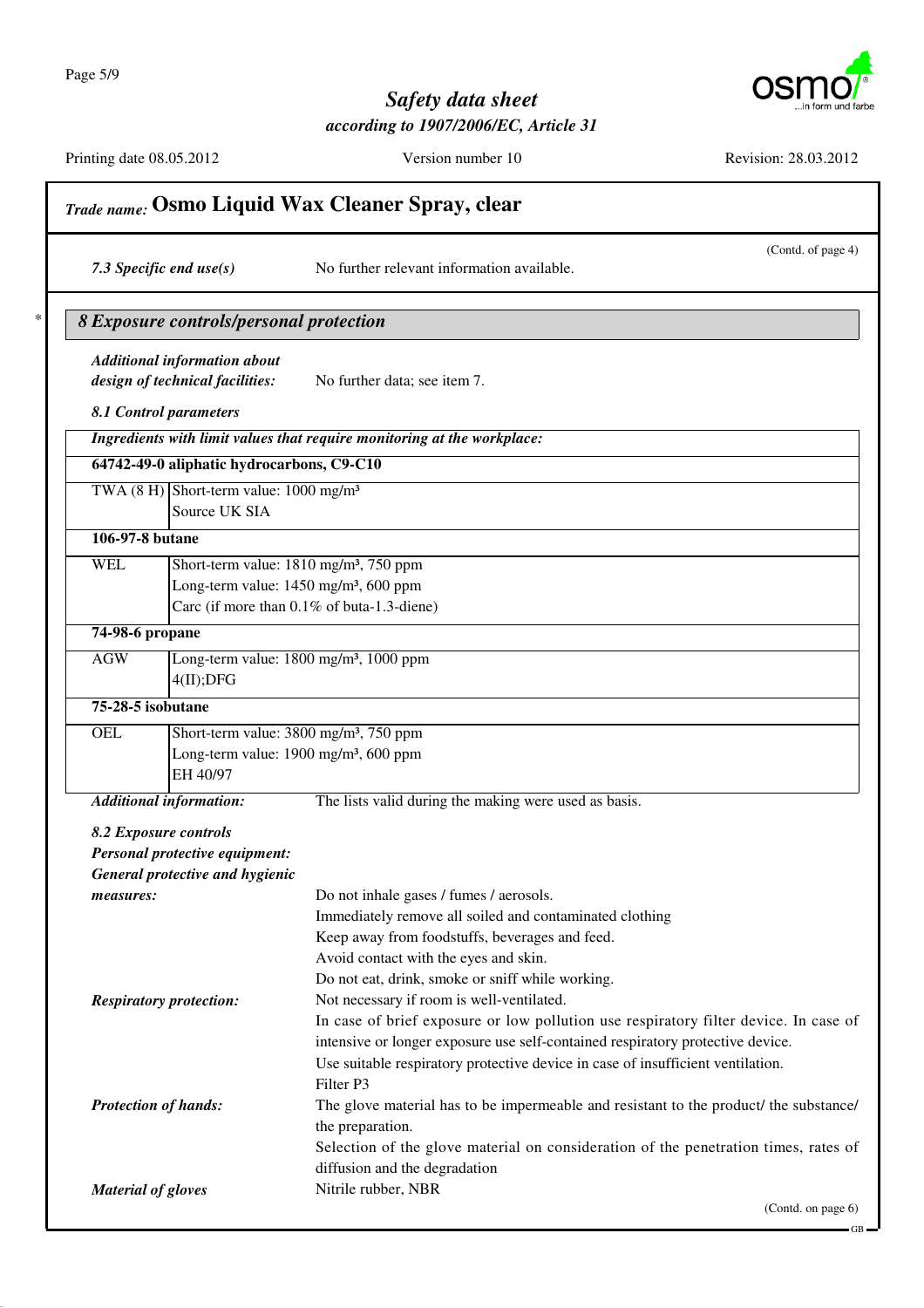## Trade name: Osmo Liquid Wax Cleaner Spray, clear

(Contd. of page 4)

*7.3 Specific end use(s)* No further relevant information available.

## 8 Exposure controls/personal protection

*Additional information about design of technical facilities:* No further data; see item 7.

*8.1 Control parameters*

| *Ingredients with limit values that require monitoring at the workplace:* | |
|---|---|
| **64742-49-0 aliphatic hydrocarbons, C9-C10** | |
| TWA (8 H) | Short-term value: 1000 mg/m³<br>Source UK SIA |
| **106-97-8 butane** | |
| WEL | Short-term value: 1810 mg/m³, 750 ppm<br>Long-term value: 1450 mg/m³, 600 ppm<br>Carc (if more than 0.1% of buta-1.3-diene) |
| **74-98-6 propane** | |
| AGW | Long-term value: 1800 mg/m³, 1000 ppm<br>4(II);DFG |
| **75-28-5 isobutane** | |
| OEL | Short-term value: 3800 mg/m³, 750 ppm<br>Long-term value: 1900 mg/m³, 600 ppm<br>EH 40/97 |

*Additional information:* The lists valid during the making were used as basis.

*8.2 Exposure controls*

*Personal protective equipment:*

*General protective and hygienic measures:*
- Do not inhale gases / fumes / aerosols.
- Immediately remove all soiled and contaminated clothing
- Keep away from foodstuffs, beverages and feed.
- Avoid contact with the eyes and skin.
- Do not eat, drink, smoke or sniff while working.

*Respiratory protection:*
Not necessary if room is well-ventilated.
In case of brief exposure or low pollution use respiratory filter device. In case of intensive or longer exposure use self-contained respiratory protective device.
Use suitable respiratory protective device in case of insufficient ventilation.
Filter P3

*Protection of hands:*
The glove material has to be impermeable and resistant to the product/ the substance/ the preparation.
Selection of the glove material on consideration of the penetration times, rates of diffusion and the degradation

*Material of gloves* Nitrile rubber, NBR

(Contd. on page 6)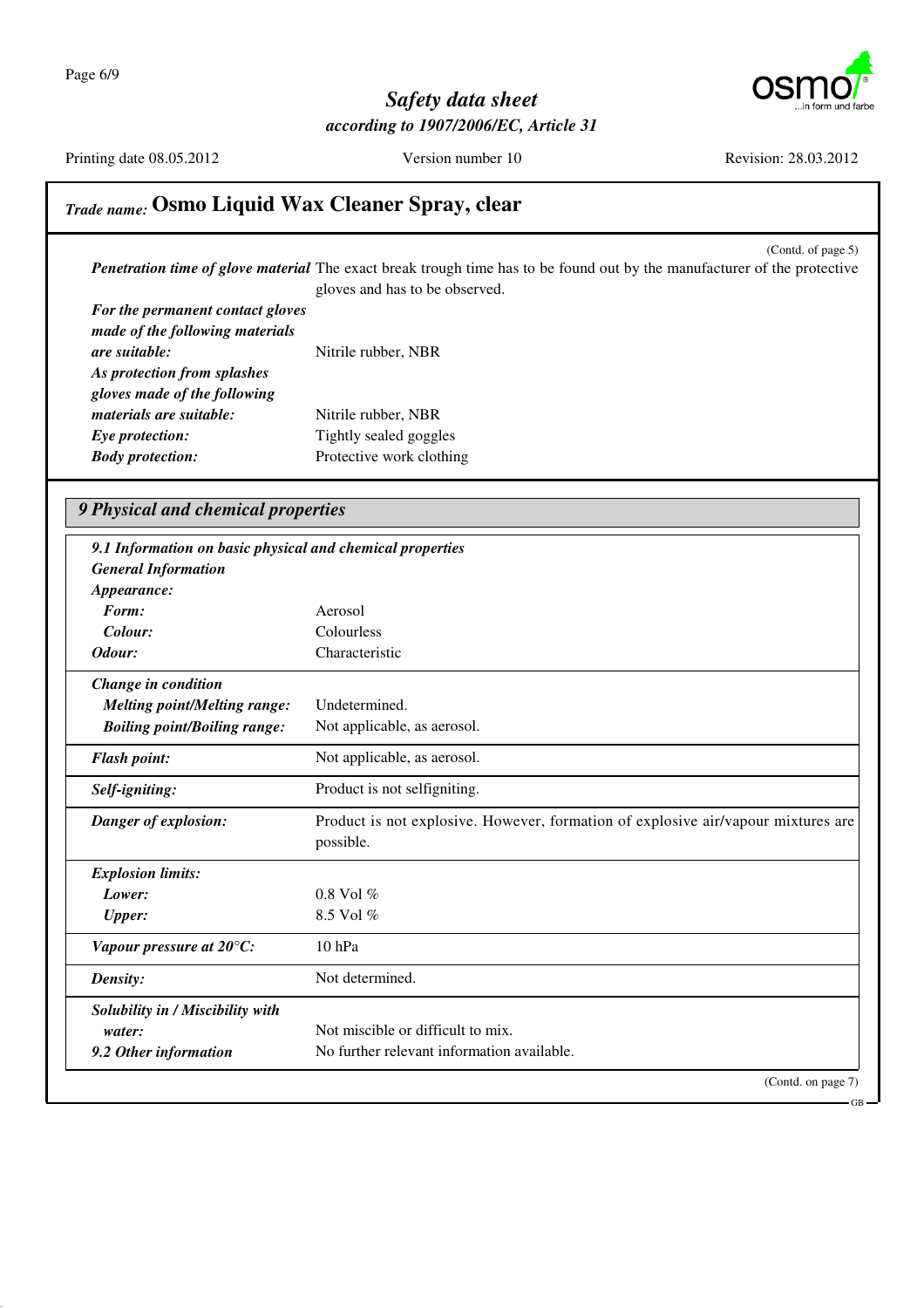## Trade name: Osmo Liquid Wax Cleaner Spray, clear

(Contd. of page 5)

| | |
|---|---|
| ***Penetration time of glove material*** | The exact break trough time has to be found out by the manufacturer of the protective gloves and has to be observed. |
| ***For the permanent contact gloves made of the following materials are suitable:*** | Nitrile rubber, NBR |
| ***As protection from splashes gloves made of the following materials are suitable:*** | Nitrile rubber, NBR |
| ***Eye protection:*** | Tightly sealed goggles |
| ***Body protection:*** | Protective work clothing |

## 9 Physical and chemical properties

***9.1 Information on basic physical and chemical properties***

***General Information***

| | |
|---|---|
| ***Appearance:*** | |
| ***Form:*** | Aerosol |
| ***Colour:*** | Colourless |
| ***Odour:*** | Characteristic |
| ***Change in condition*** | |
| ***Melting point/Melting range:*** | Undetermined. |
| ***Boiling point/Boiling range:*** | Not applicable, as aerosol. |
| ***Flash point:*** | Not applicable, as aerosol. |
| ***Self-igniting:*** | Product is not selfigniting. |
| ***Danger of explosion:*** | Product is not explosive. However, formation of explosive air/vapour mixtures are possible. |
| ***Explosion limits:*** | |
| ***Lower:*** | 0.8 Vol % |
| ***Upper:*** | 8.5 Vol % |
| ***Vapour pressure at 20°C:*** | 10 hPa |
| ***Density:*** | Not determined. |
| ***Solubility in / Miscibility with water:*** | Not miscible or difficult to mix. |
| ***9.2 Other information*** | No further relevant information available. |

(Contd. on page 7)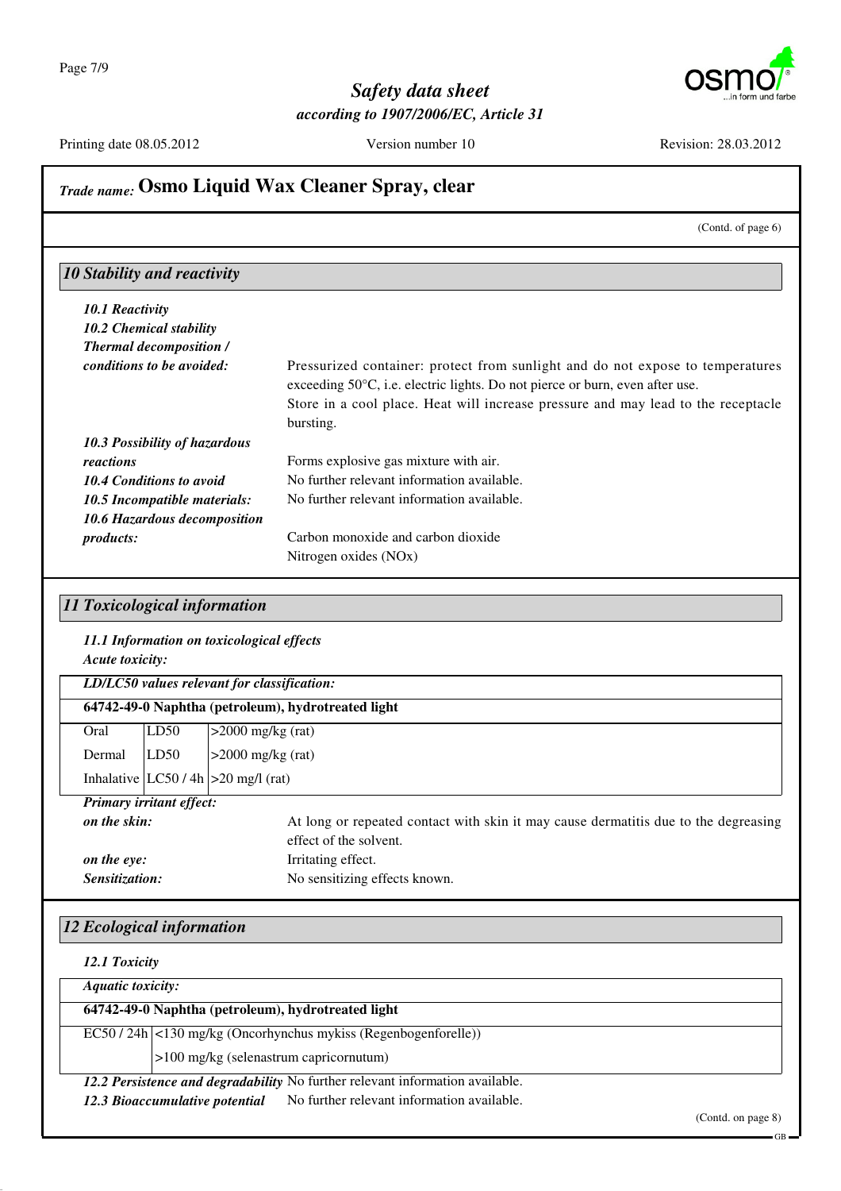## Trade name: Osmo Liquid Wax Cleaner Spray, clear

(Contd. of page 6)

### 10 Stability and reactivity

***10.1 Reactivity***

***10.2 Chemical stability***

***Thermal decomposition / conditions to be avoided:*** Pressurized container: protect from sunlight and do not expose to temperatures exceeding 50°C, i.e. electric lights. Do not pierce or burn, even after use.
Store in a cool place. Heat will increase pressure and may lead to the receptacle bursting.

***10.3 Possibility of hazardous reactions*** Forms explosive gas mixture with air.

***10.4 Conditions to avoid*** No further relevant information available.

***10.5 Incompatible materials:*** No further relevant information available.

***10.6 Hazardous decomposition products:*** Carbon monoxide and carbon dioxide
Nitrogen oxides (NOx)

### 11 Toxicological information

***11.1 Information on toxicological effects***

***Acute toxicity:***

| ***LD/LC50 values relevant for classification:*** | | |
|---|---|---|
| **64742-49-0 Naphtha (petroleum), hydrotreated light** | | |
| Oral | LD50 | >2000 mg/kg (rat) |
| Dermal | LD50 | >2000 mg/kg (rat) |
| Inhalative | LC50 / 4h | >20 mg/l (rat) |

***Primary irritant effect:***

***on the skin:*** At long or repeated contact with skin it may cause dermatitis due to the degreasing effect of the solvent.

***on the eye:*** Irritating effect.

***Sensitization:*** No sensitizing effects known.

### 12 Ecological information

***12.1 Toxicity***

| ***Aquatic toxicity:*** | |
|---|---|
| **64742-49-0 Naphtha (petroleum), hydrotreated light** | |
| EC50 / 24h | <130 mg/kg (Oncorhynchus mykiss (Regenbogenforelle)) |
| | >100 mg/kg (selenastrum capricornutum) |

***12.2 Persistence and degradability*** No further relevant information available.

***12.3 Bioaccumulative potential*** No further relevant information available.

(Contd. on page 8)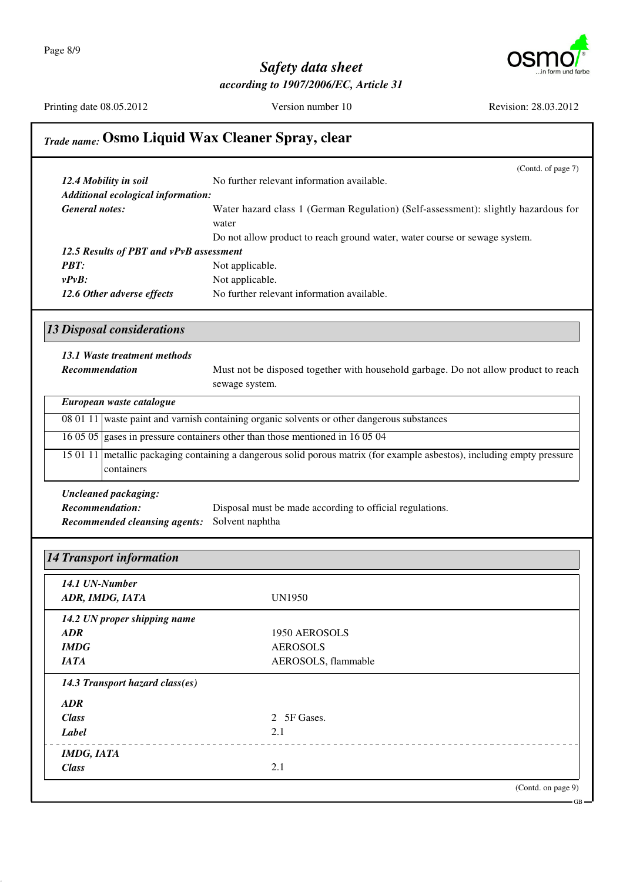## Trade name: Osmo Liquid Wax Cleaner Spray, clear

(Contd. of page 7)

***12.4 Mobility in soil*** No further relevant information available.

***Additional ecological information:***

***General notes:*** Water hazard class 1 (German Regulation) (Self-assessment): slightly hazardous for water

Do not allow product to reach ground water, water course or sewage system.

***12.5 Results of PBT and vPvB assessment***

***PBT:*** Not applicable.

***vPvB:*** Not applicable.

***12.6 Other adverse effects*** No further relevant information available.

## 13 Disposal considerations

***13.1 Waste treatment methods***

***Recommendation*** Must not be disposed together with household garbage. Do not allow product to reach sewage system.

| *European waste catalogue* | |
|---|---|
| 08 01 11 | waste paint and varnish containing organic solvents or other dangerous substances |
| 16 05 05 | gases in pressure containers other than those mentioned in 16 05 04 |
| 15 01 11 | metallic packaging containing a dangerous solid porous matrix (for example asbestos), including empty pressure containers |

***Uncleaned packaging:***

***Recommendation:*** Disposal must be made according to official regulations.

***Recommended cleansing agents:*** Solvent naphtha

## 14 Transport information

| | |
|---|---|
| ***14.1 UN-Number*** | |
| ***ADR, IMDG, IATA*** | UN1950 |
| ***14.2 UN proper shipping name*** | |
| ***ADR*** | 1950 AEROSOLS |
| ***IMDG*** | AEROSOLS |
| ***IATA*** | AEROSOLS, flammable |
| ***14.3 Transport hazard class(es)*** | |
| ***ADR*** | |
| ***Class*** | 2 5F Gases. |
| ***Label*** | 2.1 |
| ***IMDG, IATA*** | |
| ***Class*** | 2.1 |

(Contd. on page 9)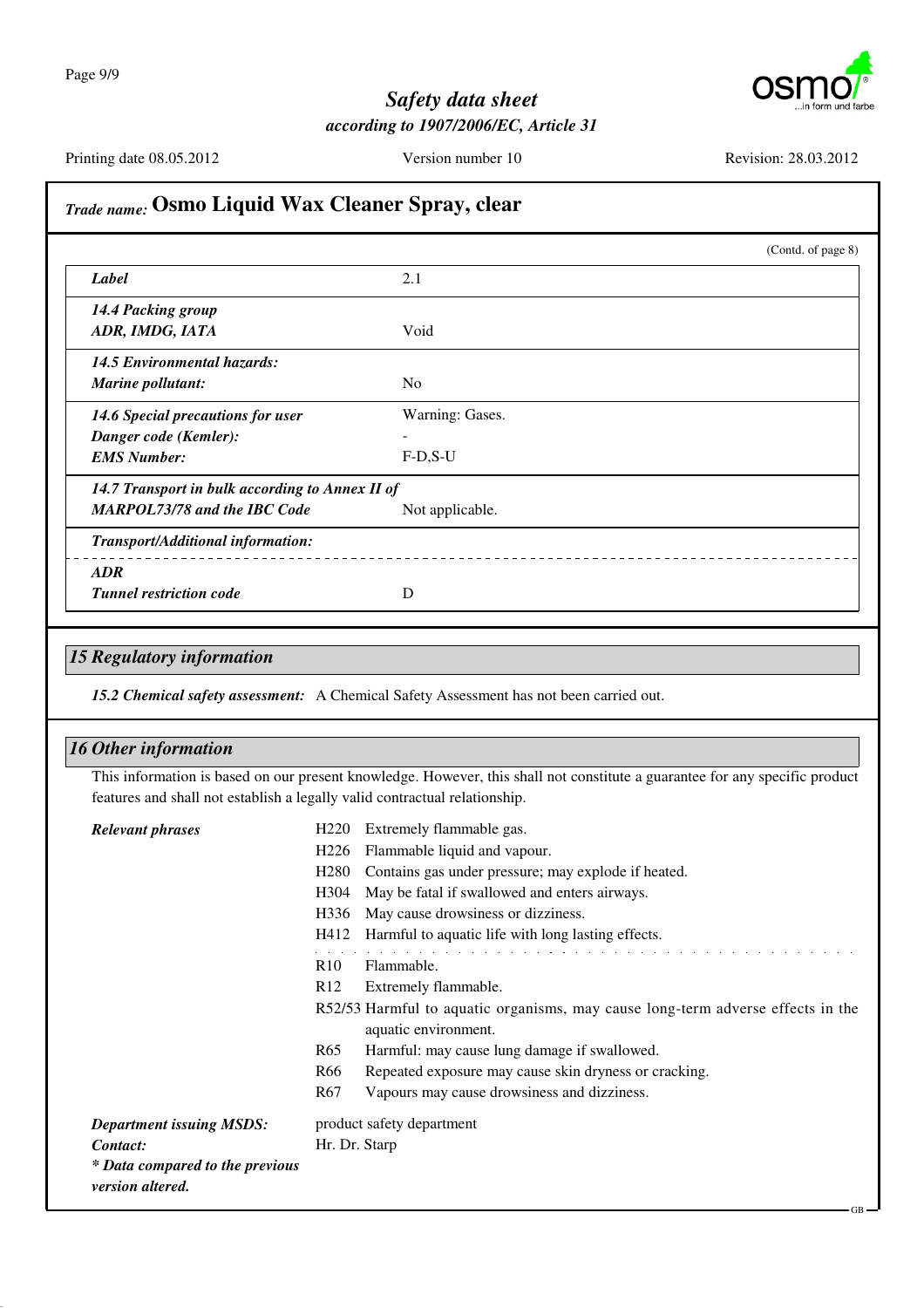## *Trade name:* Osmo Liquid Wax Cleaner Spray, clear

(Contd. of page 8)

| | |
|---|---|
| ***Label*** | 2.1 |
| ***14.4 Packing group*** <br> ***ADR, IMDG, IATA*** | Void |
| ***14.5 Environmental hazards:*** <br> ***Marine pollutant:*** | No |
| ***14.6 Special precautions for user*** <br> ***Danger code (Kemler):*** <br> ***EMS Number:*** | Warning: Gases. <br> - <br> F-D,S-U |
| ***14.7 Transport in bulk according to Annex II of MARPOL73/78 and the IBC Code*** | Not applicable. |
| ***Transport/Additional information:*** | |
| ***ADR*** <br> ***Tunnel restriction code*** | D |

## *15 Regulatory information*

***15.2 Chemical safety assessment:*** A Chemical Safety Assessment has not been carried out.

## *16 Other information*

This information is based on our present knowledge. However, this shall not constitute a guarantee for any specific product features and shall not establish a legally valid contractual relationship.

***Relevant phrases***

H220 Extremely flammable gas.
H226 Flammable liquid and vapour.
H280 Contains gas under pressure; may explode if heated.
H304 May be fatal if swallowed and enters airways.
H336 May cause drowsiness or dizziness.
H412 Harmful to aquatic life with long lasting effects.

R10 Flammable.
R12 Extremely flammable.
R52/53 Harmful to aquatic organisms, may cause long-term adverse effects in the aquatic environment.
R65 Harmful: may cause lung damage if swallowed.
R66 Repeated exposure may cause skin dryness or cracking.
R67 Vapours may cause drowsiness and dizziness.

***Department issuing MSDS:*** product safety department
***Contact:*** Hr. Dr. Starp
***\* Data compared to the previous version altered.***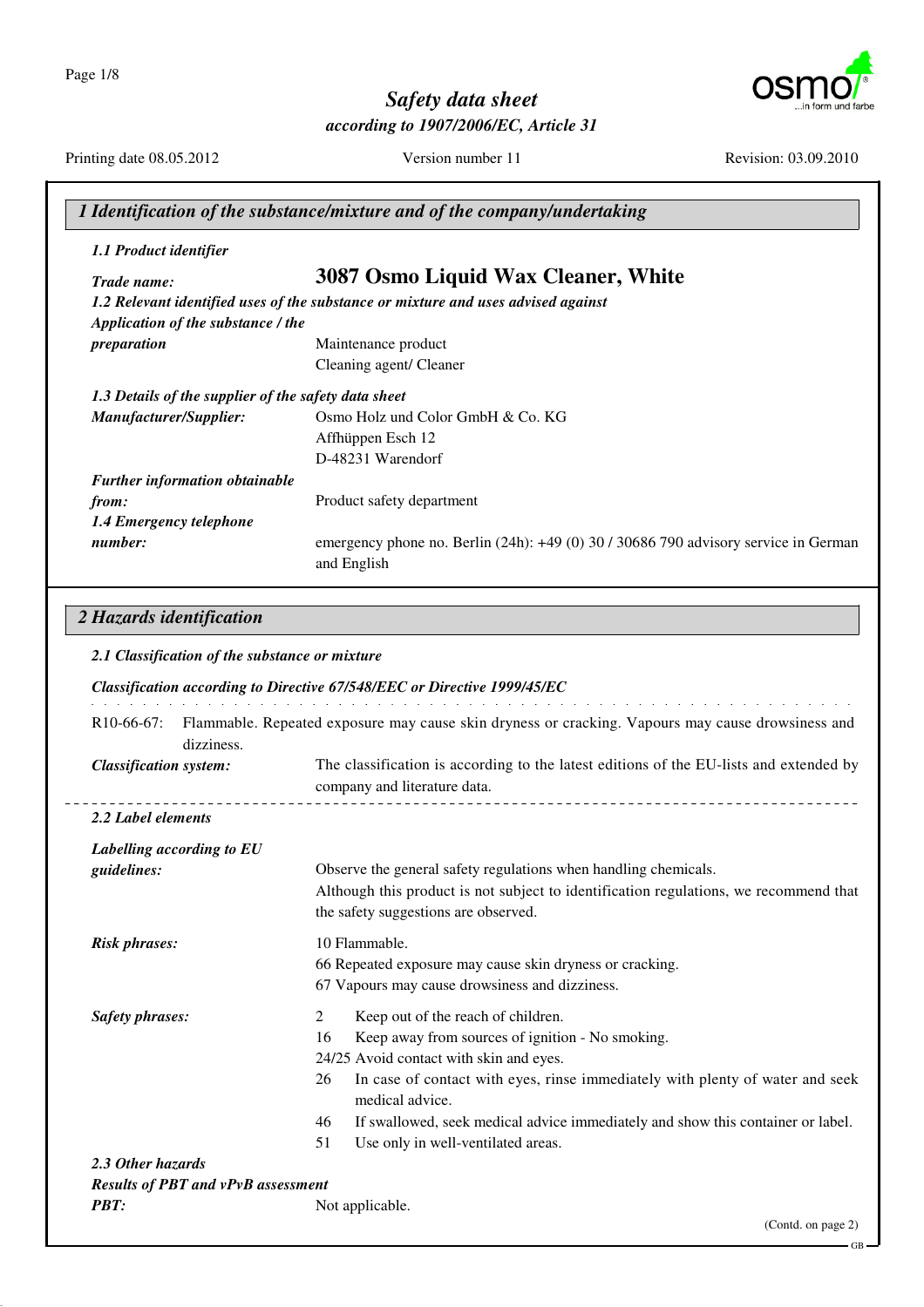# Safety data sheet

***according to 1907/2006/EC, Article 31***

Printing date 08.05.2012 Version number 11 Revision: 03.09.2010

## *1 Identification of the substance/mixture and of the company/undertaking*

***1.1 Product identifier***

***Trade name:*** **3087 Osmo Liquid Wax Cleaner, White**

***1.2 Relevant identified uses of the substance or mixture and uses advised against***

***Application of the substance / the preparation*** Maintenance product
Cleaning agent/ Cleaner

***1.3 Details of the supplier of the safety data sheet***

***Manufacturer/Supplier:*** Osmo Holz und Color GmbH & Co. KG
Affhüppen Esch 12
D-48231 Warendorf

***Further information obtainable from:*** Product safety department

***1.4 Emergency telephone number:*** emergency phone no. Berlin (24h): +49 (0) 30 / 30686 790 advisory service in German and English

## *2 Hazards identification*

***2.1 Classification of the substance or mixture***

***Classification according to Directive 67/548/EEC or Directive 1999/45/EC***

R10-66-67: Flammable. Repeated exposure may cause skin dryness or cracking. Vapours may cause drowsiness and dizziness.

***Classification system:*** The classification is according to the latest editions of the EU-lists and extended by company and literature data.

***2.2 Label elements***

***Labelling according to EU guidelines:*** Observe the general safety regulations when handling chemicals.
Although this product is not subject to identification regulations, we recommend that the safety suggestions are observed.

***Risk phrases:***
10 Flammable.
66 Repeated exposure may cause skin dryness or cracking.
67 Vapours may cause drowsiness and dizziness.

***Safety phrases:***
2 Keep out of the reach of children.
16 Keep away from sources of ignition - No smoking.
24/25 Avoid contact with skin and eyes.
26 In case of contact with eyes, rinse immediately with plenty of water and seek medical advice.
46 If swallowed, seek medical advice immediately and show this container or label.
51 Use only in well-ventilated areas.

***2.3 Other hazards***

***Results of PBT and vPvB assessment***

***PBT:*** Not applicable.

(Contd. on page 2)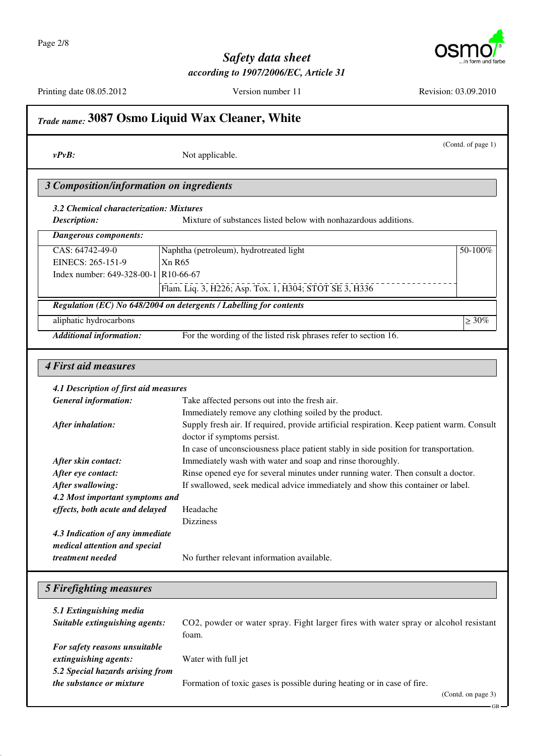## Trade name: 3087 Osmo Liquid Wax Cleaner, White

(Contd. of page 1)

***vPvB:*** Not applicable.

## 3 Composition/information on ingredients

***3.2 Chemical characterization: Mixtures***

***Description:*** Mixture of substances listed below with nonhazardous additions.

***Dangerous components:***

| | | |
|---|---|---|
| CAS: 64742-49-0<br>EINECS: 265-151-9<br>Index number: 649-328-00-1 | Naphtha (petroleum), hydrotreated light<br>Xn R65<br>R10-66-67<br>Flam. Liq. 3, H226; Asp. Tox. 1, H304; STOT SE 3, H336 | 50-100% |

***Regulation (EC) No 648/2004 on detergents / Labelling for contents***

| | |
|---|---|
| aliphatic hydrocarbons | ≥ 30% |

***Additional information:*** For the wording of the listed risk phrases refer to section 16.

## 4 First aid measures

***4.1 Description of first aid measures***

***General information:*** Take affected persons out into the fresh air.
Immediately remove any clothing soiled by the product.

***After inhalation:*** Supply fresh air. If required, provide artificial respiration. Keep patient warm. Consult doctor if symptoms persist.
In case of unconsciousness place patient stably in side position for transportation.

***After skin contact:*** Immediately wash with water and soap and rinse thoroughly.

***After eye contact:*** Rinse opened eye for several minutes under running water. Then consult a doctor.

***After swallowing:*** If swallowed, seek medical advice immediately and show this container or label.

***4.2 Most important symptoms and effects, both acute and delayed*** Headache
Dizziness

***4.3 Indication of any immediate medical attention and special treatment needed*** No further relevant information available.

## 5 Firefighting measures

***5.1 Extinguishing media***

***Suitable extinguishing agents:*** $CO_2$, powder or water spray. Fight larger fires with water spray or alcohol resistant foam.

***For safety reasons unsuitable extinguishing agents:*** Water with full jet

***5.2 Special hazards arising from the substance or mixture*** Formation of toxic gases is possible during heating or in case of fire.

(Contd. on page 3)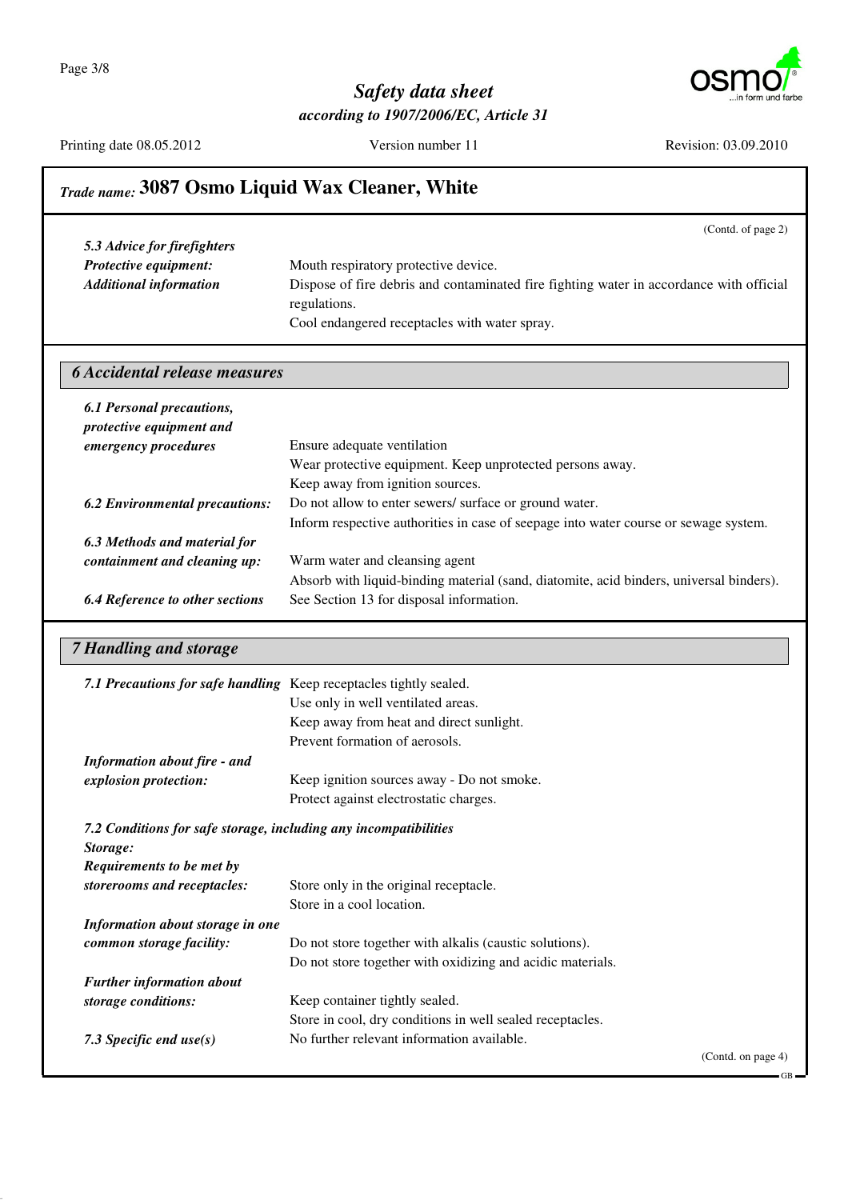## Trade name: 3087 Osmo Liquid Wax Cleaner, White

(Contd. of page 2)

| | |
|---|---|
| ***5.3 Advice for firefighters*** | |
| ***Protective equipment:*** | Mouth respiratory protective device. |
| ***Additional information*** | Dispose of fire debris and contaminated fire fighting water in accordance with official regulations. |
| | Cool endangered receptacles with water spray. |

## *6 Accidental release measures*

| | |
|---|---|
| ***6.1 Personal precautions, protective equipment and emergency procedures*** | Ensure adequate ventilation |
| | Wear protective equipment. Keep unprotected persons away. |
| | Keep away from ignition sources. |
| ***6.2 Environmental precautions:*** | Do not allow to enter sewers/ surface or ground water. |
| | Inform respective authorities in case of seepage into water course or sewage system. |
| ***6.3 Methods and material for containment and cleaning up:*** | Warm water and cleansing agent |
| | Absorb with liquid-binding material (sand, diatomite, acid binders, universal binders). |
| ***6.4 Reference to other sections*** | See Section 13 for disposal information. |

## *7 Handling and storage*

| | |
|---|---|
| ***7.1 Precautions for safe handling*** | Keep receptacles tightly sealed. |
| | Use only in well ventilated areas. |
| | Keep away from heat and direct sunlight. |
| | Prevent formation of aerosols. |
| ***Information about fire - and explosion protection:*** | Keep ignition sources away - Do not smoke. |
| | Protect against electrostatic charges. |

***7.2 Conditions for safe storage, including any incompatibilities***

***Storage:***

| | |
|---|---|
| ***Requirements to be met by storerooms and receptacles:*** | Store only in the original receptacle. |
| | Store in a cool location. |
| ***Information about storage in one common storage facility:*** | Do not store together with alkalis (caustic solutions). |
| | Do not store together with oxidizing and acidic materials. |
| ***Further information about storage conditions:*** | Keep container tightly sealed. |
| | Store in cool, dry conditions in well sealed receptacles. |
| ***7.3 Specific end use(s)*** | No further relevant information available. |

(Contd. on page 4)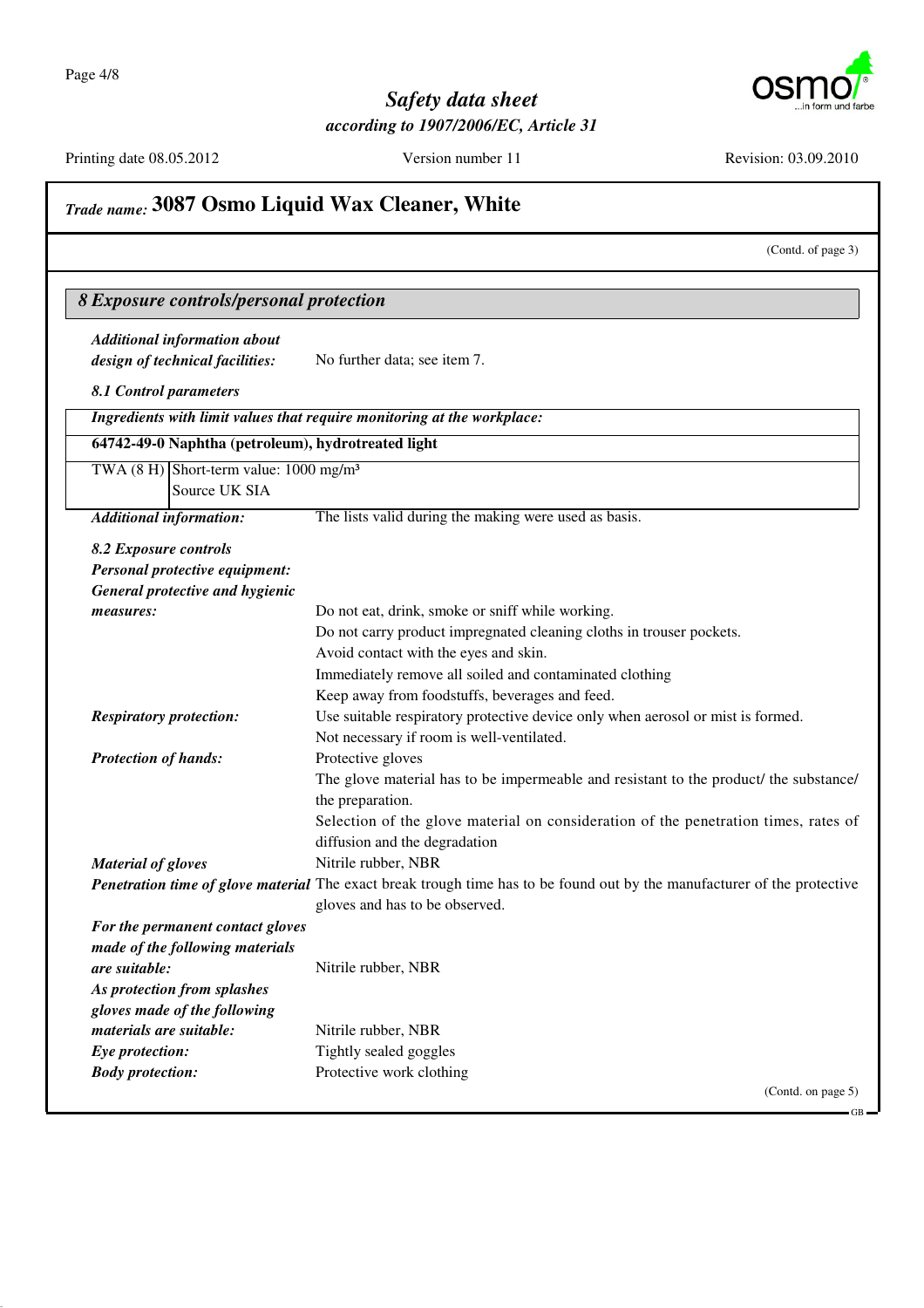# Safety data sheet

*according to 1907/2006/EC, Article 31*

Printing date 08.05.2012 Version number 11 Revision: 03.09.2010

## *Trade name:* 3087 Osmo Liquid Wax Cleaner, White

(Contd. of page 3)

## *8 Exposure controls/personal protection*

***Additional information about design of technical facilities:*** No further data; see item 7.

***8.1 Control parameters***

| ***Ingredients with limit values that require monitoring at the workplace:*** | |
|---|---|
| **64742-49-0 Naphtha (petroleum), hydrotreated light** | |
| TWA (8 H) | Short-term value: 1000 mg/m³<br>Source UK SIA |

***Additional information:*** The lists valid during the making were used as basis.

***8.2 Exposure controls***

***Personal protective equipment:***

***General protective and hygienic measures:***
- Do not eat, drink, smoke or sniff while working.
- Do not carry product impregnated cleaning cloths in trouser pockets.
- Avoid contact with the eyes and skin.
- Immediately remove all soiled and contaminated clothing
- Keep away from foodstuffs, beverages and feed.

***Respiratory protection:*** Use suitable respiratory protective device only when aerosol or mist is formed.
Not necessary if room is well-ventilated.

***Protection of hands:*** Protective gloves
The glove material has to be impermeable and resistant to the product/ the substance/ the preparation.
Selection of the glove material on consideration of the penetration times, rates of diffusion and the degradation

***Material of gloves*** Nitrile rubber, NBR

***Penetration time of glove material*** The exact break trough time has to be found out by the manufacturer of the protective gloves and has to be observed.

***For the permanent contact gloves made of the following materials are suitable:*** Nitrile rubber, NBR

***As protection from splashes gloves made of the following materials are suitable:*** Nitrile rubber, NBR

***Eye protection:*** Tightly sealed goggles

***Body protection:*** Protective work clothing

(Contd. on page 5)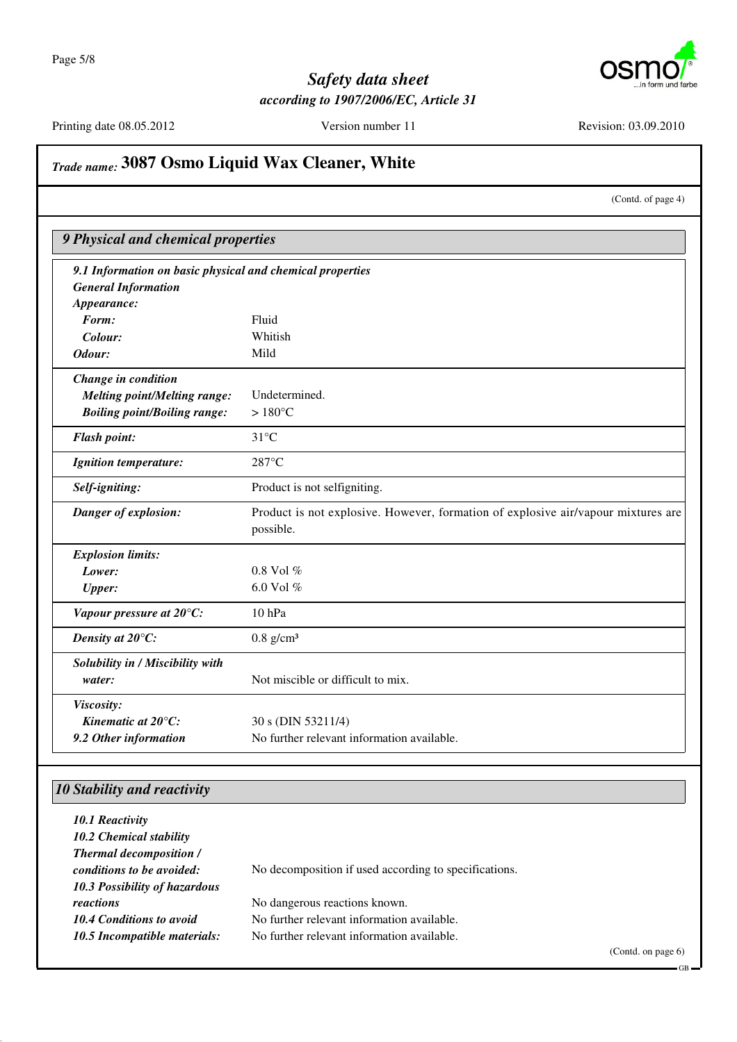## Trade name: 3087 Osmo Liquid Wax Cleaner, White

(Contd. of page 4)

### 9 Physical and chemical properties

| *9.1 Information on basic physical and chemical properties* | |
|---|---|
| ***General Information*** | |
| ***Appearance:*** | |
| ***Form:*** | Fluid |
| ***Colour:*** | Whitish |
| ***Odour:*** | Mild |
| ***Change in condition*** | |
| ***Melting point/Melting range:*** | Undetermined. |
| ***Boiling point/Boiling range:*** | > 180°C |
| ***Flash point:*** | 31°C |
| ***Ignition temperature:*** | 287°C |
| ***Self-igniting:*** | Product is not selfigniting. |
| ***Danger of explosion:*** | Product is not explosive. However, formation of explosive air/vapour mixtures are possible. |
| ***Explosion limits:*** | |
| ***Lower:*** | 0.8 Vol % |
| ***Upper:*** | 6.0 Vol % |
| ***Vapour pressure at 20°C:*** | 10 hPa |
| ***Density at 20°C:*** | 0.8 g/cm³ |
| ***Solubility in / Miscibility with water:*** | Not miscible or difficult to mix. |
| ***Viscosity:*** | |
| ***Kinematic at 20°C:*** | 30 s (DIN 53211/4) |
| ***9.2 Other information*** | No further relevant information available. |

### 10 Stability and reactivity

| | |
|---|---|
| ***10.1 Reactivity*** | |
| ***10.2 Chemical stability*** | |
| ***Thermal decomposition / conditions to be avoided:*** | No decomposition if used according to specifications. |
| ***10.3 Possibility of hazardous reactions*** | No dangerous reactions known. |
| ***10.4 Conditions to avoid*** | No further relevant information available. |
| ***10.5 Incompatible materials:*** | No further relevant information available. |

(Contd. on page 6)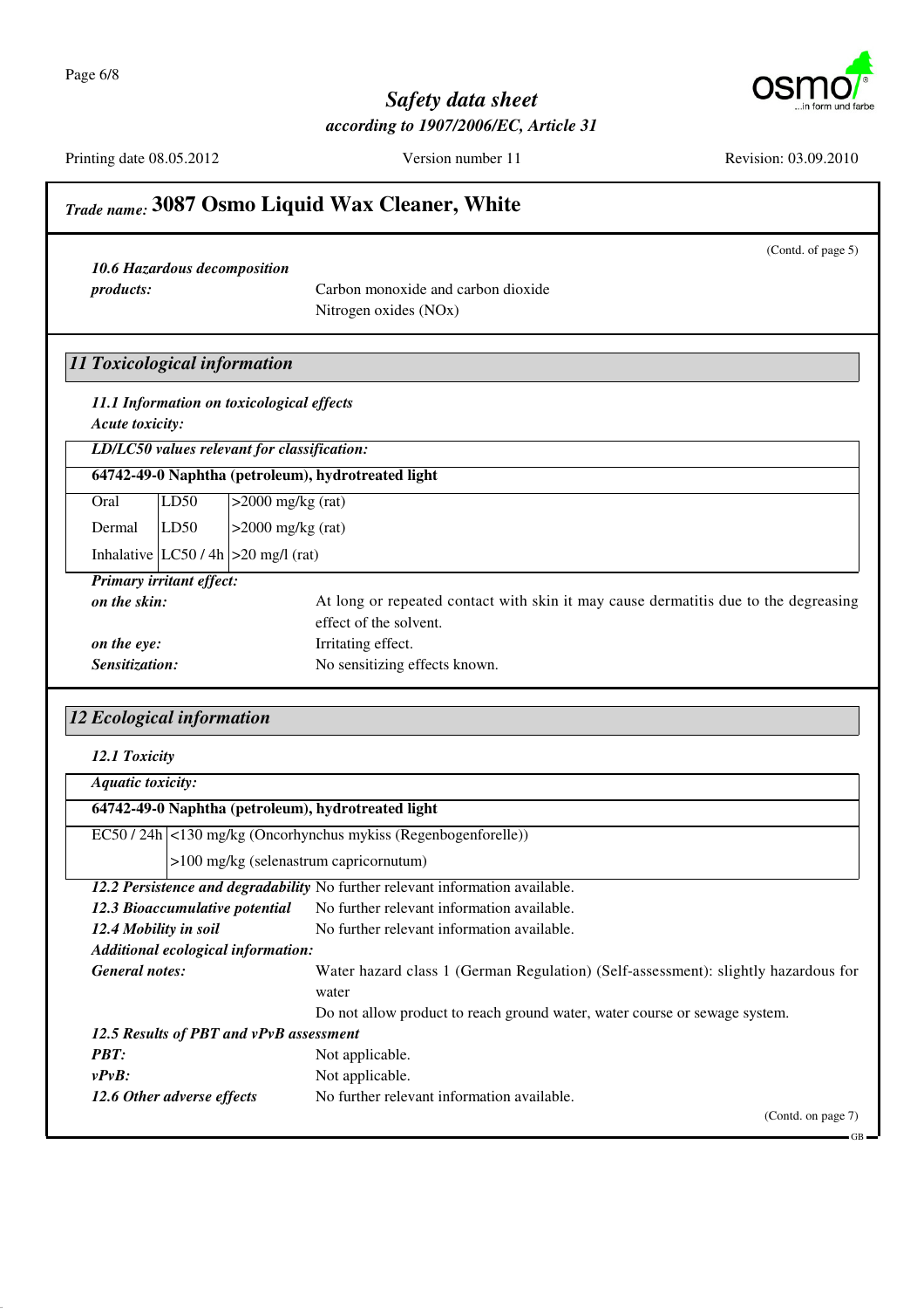## Trade name: 3087 Osmo Liquid Wax Cleaner, White

(Contd. of page 5)

***10.6 Hazardous decomposition products:*** Carbon monoxide and carbon dioxide
Nitrogen oxides (NOx)

## 11 Toxicological information

***11.1 Information on toxicological effects***

***Acute toxicity:***

| ***LD/LC50 values relevant for classification:*** | | |
|---|---|---|
| **64742-49-0 Naphtha (petroleum), hydrotreated light** | | |
| Oral | LD50 | >2000 mg/kg (rat) |
| Dermal | LD50 | >2000 mg/kg (rat) |
| Inhalative | LC50 / 4h | >20 mg/l (rat) |

***Primary irritant effect:***

***on the skin:*** At long or repeated contact with skin it may cause dermatitis due to the degreasing effect of the solvent.

***on the eye:*** Irritating effect.

***Sensitization:*** No sensitizing effects known.

## 12 Ecological information

***12.1 Toxicity***

| ***Aquatic toxicity:*** | |
|---|---|
| **64742-49-0 Naphtha (petroleum), hydrotreated light** | |
| EC50 / 24h | <130 mg/kg (Oncorhynchus mykiss (Regenbogenforelle)) |
| | >100 mg/kg (selenastrum capricornutum) |

***12.2 Persistence and degradability*** No further relevant information available.

***12.3 Bioaccumulative potential*** No further relevant information available.

***12.4 Mobility in soil*** No further relevant information available.

***Additional ecological information:***

***General notes:*** Water hazard class 1 (German Regulation) (Self-assessment): slightly hazardous for water
Do not allow product to reach ground water, water course or sewage system.

***12.5 Results of PBT and vPvB assessment***

***PBT:*** Not applicable.

***vPvB:*** Not applicable.

***12.6 Other adverse effects*** No further relevant information available.

(Contd. on page 7)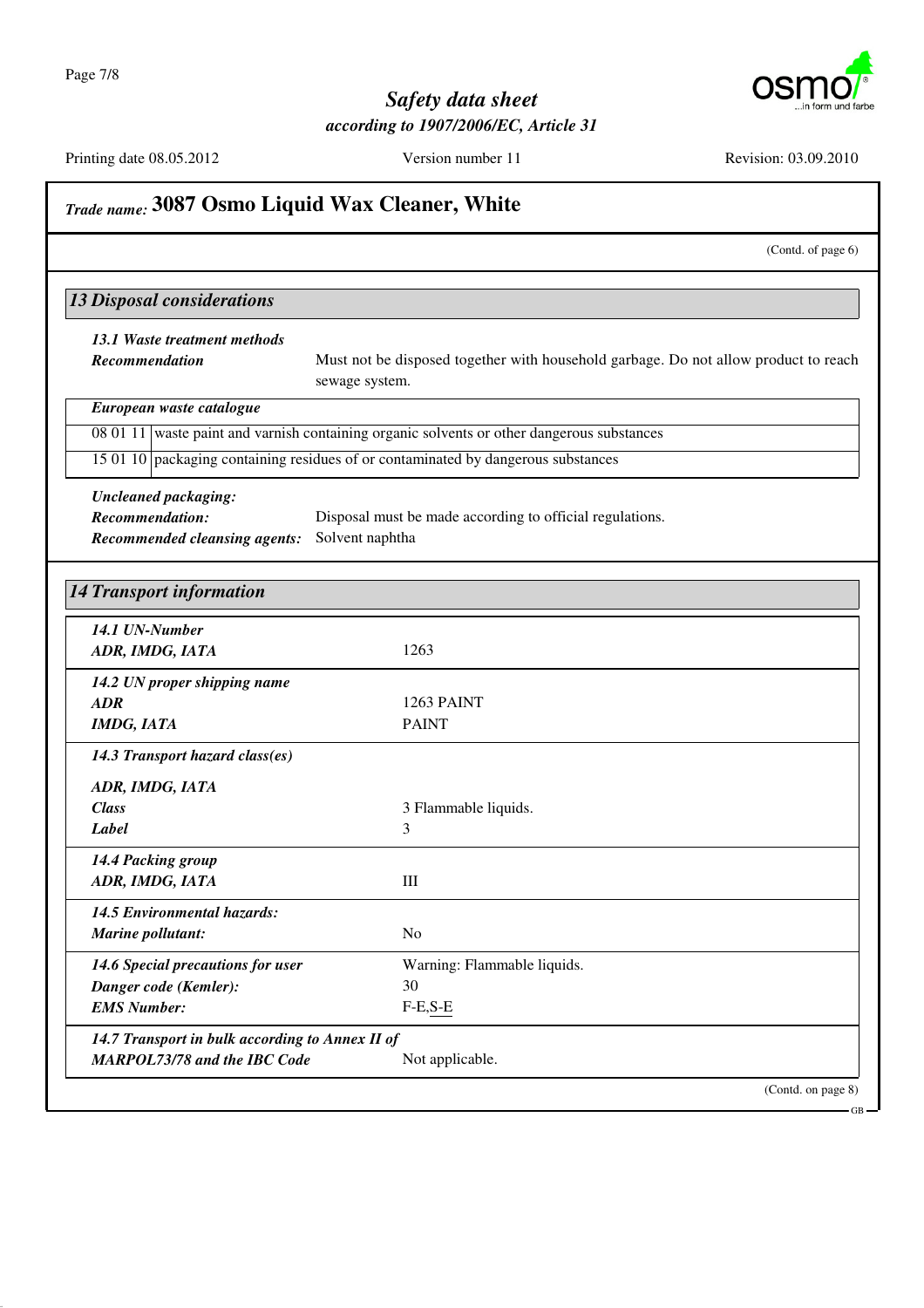## Trade name: 3087 Osmo Liquid Wax Cleaner, White

(Contd. of page 6)

### 13 Disposal considerations

***13.1 Waste treatment methods***

***Recommendation*** Must not be disposed together with household garbage. Do not allow product to reach sewage system.

| ***European waste catalogue*** | |
|---|---|
| 08 01 11 | waste paint and varnish containing organic solvents or other dangerous substances |
| 15 01 10 | packaging containing residues of or contaminated by dangerous substances |

***Uncleaned packaging:***

***Recommendation:*** Disposal must be made according to official regulations.

***Recommended cleansing agents:*** Solvent naphtha

### 14 Transport information

| | |
|---|---|
| ***14.1 UN-Number*** | |
| ***ADR, IMDG, IATA*** | 1263 |
| ***14.2 UN proper shipping name*** | |
| ***ADR*** | 1263 PAINT |
| ***IMDG, IATA*** | PAINT |
| ***14.3 Transport hazard class(es)*** | |
| ***ADR, IMDG, IATA*** | |
| ***Class*** | 3 Flammable liquids. |
| ***Label*** | 3 |
| ***14.4 Packing group*** | |
| ***ADR, IMDG, IATA*** | III |
| ***14.5 Environmental hazards:*** | |
| ***Marine pollutant:*** | No |
| ***14.6 Special precautions for user*** | Warning: Flammable liquids. |
| ***Danger code (Kemler):*** | 30 |
| ***EMS Number:*** | F-E,S-E |
| ***14.7 Transport in bulk according to Annex II of MARPOL73/78 and the IBC Code*** | Not applicable. |

(Contd. on page 8)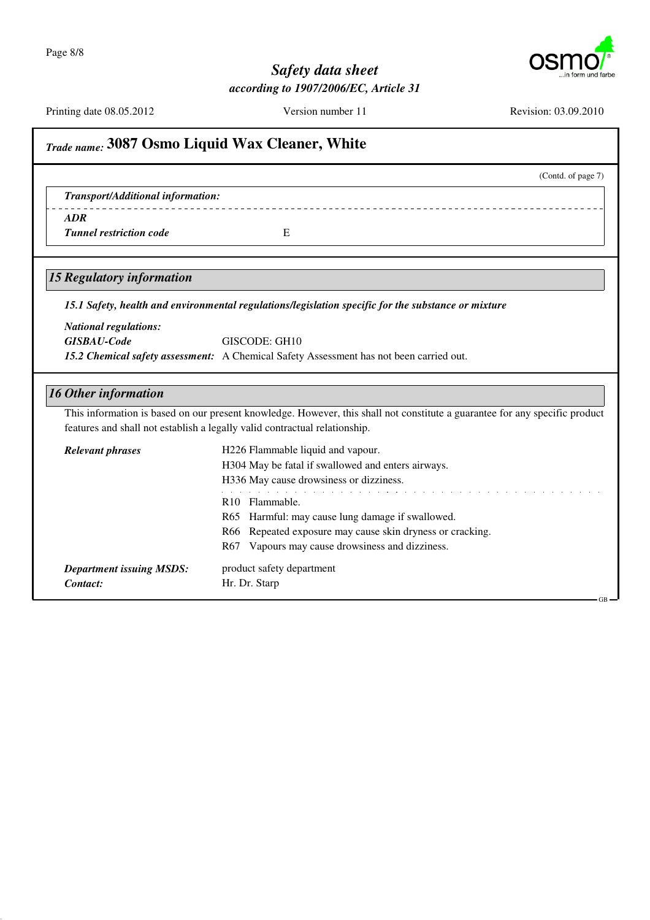## Trade name: 3087 Osmo Liquid Wax Cleaner, White

(Contd. of page 7)

***Transport/Additional information:***

***ADR***

***Tunnel restriction code*** E

## *15 Regulatory information*

***15.1 Safety, health and environmental regulations/legislation specific for the substance or mixture***

***National regulations:***

***GISBAU-Code*** GISCODE: GH10

***15.2 Chemical safety assessment:*** A Chemical Safety Assessment has not been carried out.

## *16 Other information*

This information is based on our present knowledge. However, this shall not constitute a guarantee for any specific product features and shall not establish a legally valid contractual relationship.

***Relevant phrases***

H226 Flammable liquid and vapour.
H304 May be fatal if swallowed and enters airways.
H336 May cause drowsiness or dizziness.

R10 Flammable.
R65 Harmful: may cause lung damage if swallowed.
R66 Repeated exposure may cause skin dryness or cracking.
R67 Vapours may cause drowsiness and dizziness.

***Department issuing MSDS:*** product safety department

***Contact:*** Hr. Dr. Starp

GB